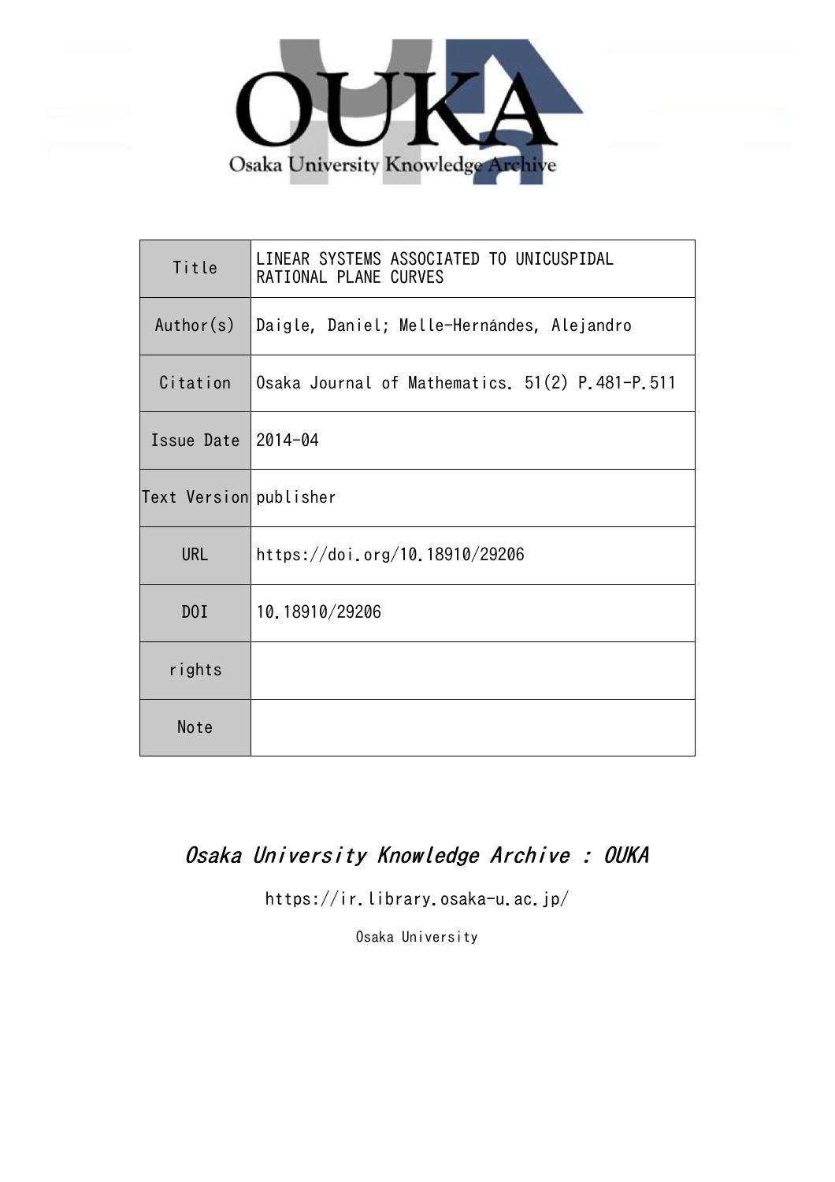| Title | LINEAR SYSTEMS ASSOCIATED TO UNICUSPIDAL RATIONAL PLANE CURVES |
| --- | --- |
| Author(s) | Daigle, Daniel; Melle-Hernándes, Alejandro |
| Citation | Osaka Journal of Mathematics. 51(2) P.481-P.511 |
| Issue Date | 2014-04 |
| Text Version | publisher |
| URL | https://doi.org/10.18910/29206 |
| DOI | 10.18910/29206 |
| rights | |
| Note | |

*Osaka University Knowledge Archive : OUKA*

https://ir.library.osaka-u.ac.jp/

Osaka University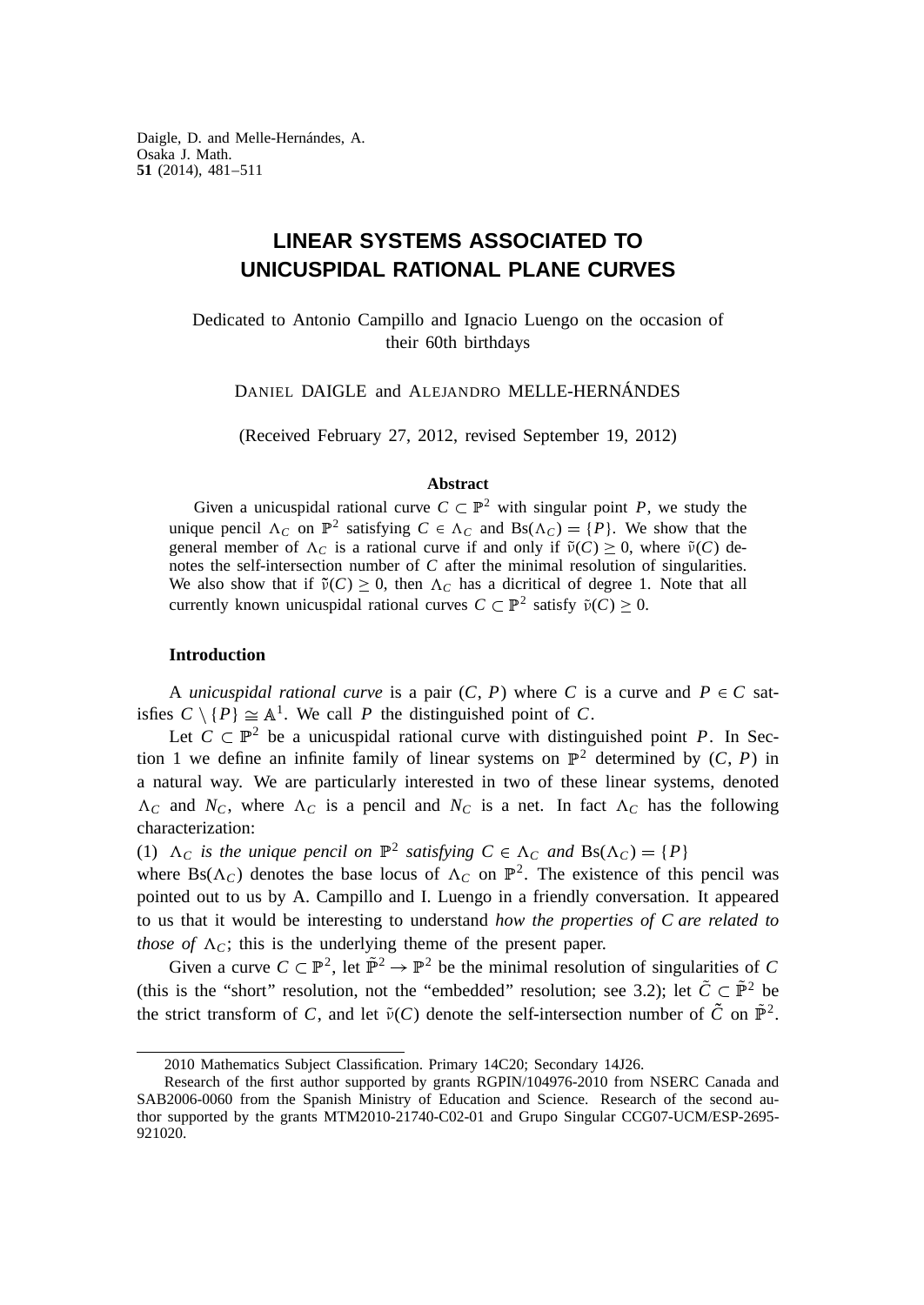Daigle, D. and Melle-Hernándes, A.
Osaka J. Math.
**51** (2014), 481–511

# LINEAR SYSTEMS ASSOCIATED TO UNICUSPIDAL RATIONAL PLANE CURVES

Dedicated to Antonio Campillo and Ignacio Luengo on the occasion of their 60th birthdays

DANIEL DAIGLE and ALEJANDRO MELLE-HERNÁNDES

(Received February 27, 2012, revised September 19, 2012)

### Abstract

Given a unicuspidal rational curve $C \subset \mathbb{P}^2$ with singular point $P$, we study the unique pencil $\Lambda_C$ on $\mathbb{P}^2$ satisfying $C \in \Lambda_C$ and $\mathrm{Bs}(\Lambda_C) = \{P\}$. We show that the general member of $\Lambda_C$ is a rational curve if and only if $\tilde{\nu}(C) \geq 0$, where $\tilde{\nu}(C)$ denotes the self-intersection number of $C$ after the minimal resolution of singularities. We also show that if $\tilde{\nu}(C) \geq 0$, then $\Lambda_C$ has a dicritical of degree 1. Note that all currently known unicuspidal rational curves $C \subset \mathbb{P}^2$ satisfy $\tilde{\nu}(C) \geq 0$.

## Introduction

A *unicuspidal rational curve* is a pair $(C, P)$ where $C$ is a curve and $P \in C$ satisfies $C \setminus \{P\} \cong \mathbb{A}^1$. We call $P$ the distinguished point of $C$.

Let $C \subset \mathbb{P}^2$ be a unicuspidal rational curve with distinguished point $P$. In Section 1 we define an infinite family of linear systems on $\mathbb{P}^2$ determined by $(C, P)$ in a natural way. We are particularly interested in two of these linear systems, denoted $\Lambda_C$ and $N_C$, where $\Lambda_C$ is a pencil and $N_C$ is a net. In fact $\Lambda_C$ has the following characterization:

(1) *$\Lambda_C$ is the unique pencil on $\mathbb{P}^2$ satisfying $C \in \Lambda_C$ and* $\mathrm{Bs}(\Lambda_C) = \{P\}$

where $\mathrm{Bs}(\Lambda_C)$ denotes the base locus of $\Lambda_C$ on $\mathbb{P}^2$. The existence of this pencil was pointed out to us by A. Campillo and I. Luengo in a friendly conversation. It appeared to us that it would be interesting to understand *how the properties of C are related to those of* $\Lambda_C$; this is the underlying theme of the present paper.

Given a curve $C \subset \mathbb{P}^2$, let $\tilde{\mathbb{P}}^2 \to \mathbb{P}^2$ be the minimal resolution of singularities of $C$ (this is the "short" resolution, not the "embedded" resolution; see 3.2); let $\tilde{C} \subset \tilde{\mathbb{P}}^2$ be the strict transform of $C$, and let $\tilde{\nu}(C)$ denote the self-intersection number of $\tilde{C}$ on $\tilde{\mathbb{P}}^2$.

---

2010 Mathematics Subject Classification. Primary 14C20; Secondary 14J26.

Research of the first author supported by grants RGPIN/104976-2010 from NSERC Canada and SAB2006-0060 from the Spanish Ministry of Education and Science. Research of the second author supported by the grants MTM2010-21740-C02-01 and Grupo Singular CCG07-UCM/ESP-2695-921020.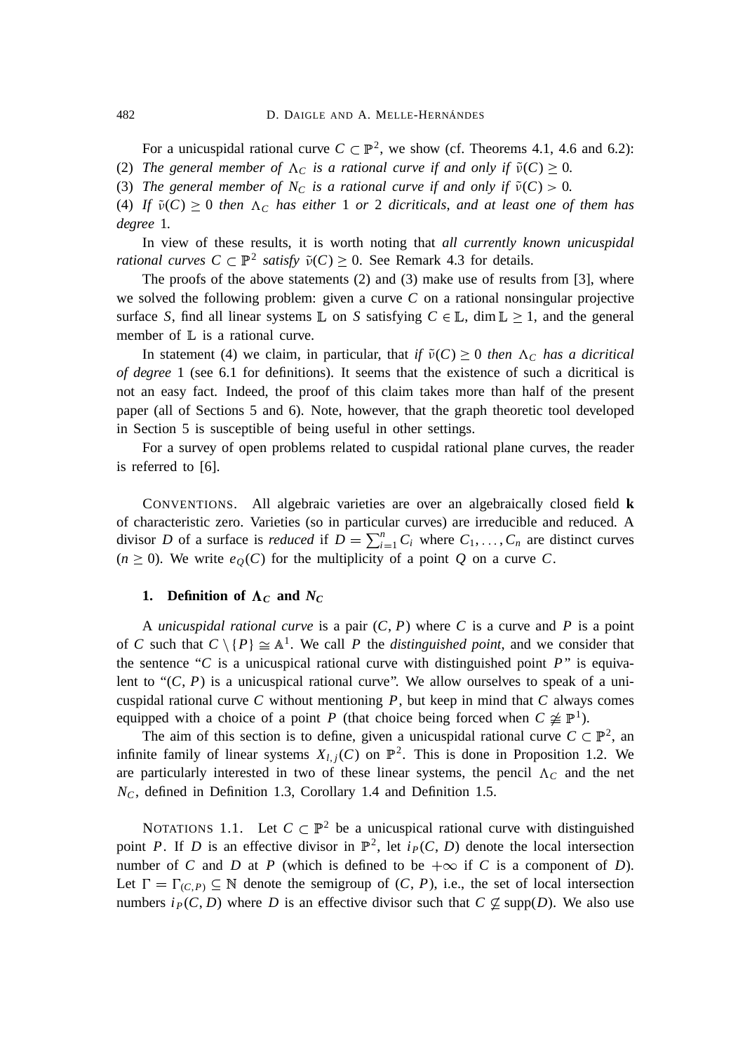For a unicuspidal rational curve $C \subset \mathbb{P}^2$, we show (cf. Theorems 4.1, 4.6 and 6.2):

(2) *The general member of $\Lambda_C$ is a rational curve if and only if $\tilde{\nu}(C) \geq 0$.*

(3) *The general member of $N_C$ is a rational curve if and only if $\tilde{\nu}(C) > 0$.*

(4) *If $\tilde{\nu}(C) \geq 0$ then $\Lambda_C$ has either* 1 *or* 2 *dicriticals, and at least one of them has degree* 1*.*

In view of these results, it is worth noting that *all currently known unicuspidal rational curves $C \subset \mathbb{P}^2$ satisfy $\tilde{\nu}(C) \geq 0$.* See Remark 4.3 for details.

The proofs of the above statements (2) and (3) make use of results from [3], where we solved the following problem: given a curve $C$ on a rational nonsingular projective surface $S$, find all linear systems $\mathbb{L}$ on $S$ satisfying $C \in \mathbb{L}$, $\dim \mathbb{L} \geq 1$, and the general member of $\mathbb{L}$ is a rational curve.

In statement (4) we claim, in particular, that *if $\tilde{\nu}(C) \geq 0$ then $\Lambda_C$ has a dicritical of degree* 1 (see 6.1 for definitions). It seems that the existence of such a dicritical is not an easy fact. Indeed, the proof of this claim takes more than half of the present paper (all of Sections 5 and 6). Note, however, that the graph theoretic tool developed in Section 5 is susceptible of being useful in other settings.

For a survey of open problems related to cuspidal rational plane curves, the reader is referred to [6].

CONVENTIONS. All algebraic varieties are over an algebraically closed field $\mathbf{k}$ of characteristic zero. Varieties (so in particular curves) are irreducible and reduced. A divisor $D$ of a surface is *reduced* if $D = \sum_{i=1}^{n} C_i$ where $C_1, \ldots, C_n$ are distinct curves ($n \geq 0$). We write $e_Q(C)$ for the multiplicity of a point $Q$ on a curve $C$.

## 1. Definition of $\Lambda_C$ and $N_C$

A *unicuspidal rational curve* is a pair $(C, P)$ where $C$ is a curve and $P$ is a point of $C$ such that $C \setminus \{P\} \cong \mathbb{A}^1$. We call $P$ the *distinguished point*, and we consider that the sentence "$C$ is a unicuspical rational curve with distinguished point $P$" is equivalent to "$(C, P)$ is a unicuspical rational curve". We allow ourselves to speak of a unicuspidal rational curve $C$ without mentioning $P$, but keep in mind that $C$ always comes equipped with a choice of a point $P$ (that choice being forced when $C \ncong \mathbb{P}^1$).

The aim of this section is to define, given a unicuspidal rational curve $C \subset \mathbb{P}^2$, an infinite family of linear systems $X_{l,j}(C)$ on $\mathbb{P}^2$. This is done in Proposition 1.2. We are particularly interested in two of these linear systems, the pencil $\Lambda_C$ and the net $N_C$, defined in Definition 1.3, Corollary 1.4 and Definition 1.5.

NOTATIONS 1.1. Let $C \subset \mathbb{P}^2$ be a unicuspical rational curve with distinguished point $P$. If $D$ is an effective divisor in $\mathbb{P}^2$, let $i_P(C, D)$ denote the local intersection number of $C$ and $D$ at $P$ (which is defined to be $+\infty$ if $C$ is a component of $D$). Let $\Gamma = \Gamma_{(C,P)} \subseteq \mathbb{N}$ denote the semigroup of $(C, P)$, i.e., the set of local intersection numbers $i_P(C, D)$ where $D$ is an effective divisor such that $C \nsubseteq \operatorname{supp}(D)$. We also use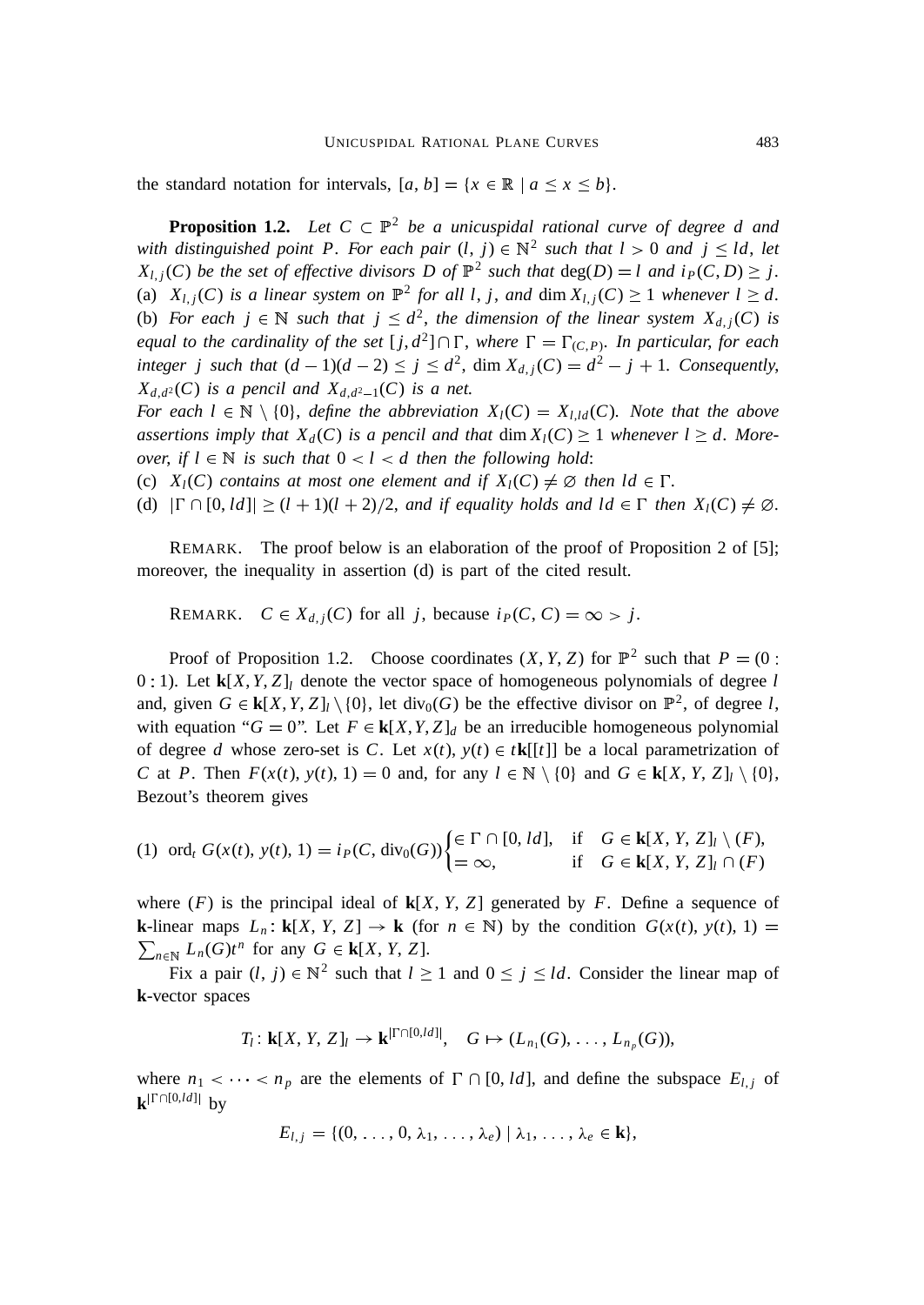the standard notation for intervals, $[a, b] = \{x \in \mathbb{R} \mid a \le x \le b\}$.

**Proposition 1.2.** *Let $C \subset \mathbb{P}^2$ be a unicuspidal rational curve of degree $d$ and with distinguished point $P$. For each pair $(l, j) \in \mathbb{N}^2$ such that $l > 0$ and $j \le ld$, let $X_{l,j}(C)$ be the set of effective divisors $D$ of $\mathbb{P}^2$ such that $\deg(D) = l$ and $i_P(C, D) \ge j$.*
(a) *$X_{l,j}(C)$ is a linear system on $\mathbb{P}^2$ for all $l, j$, and $\dim X_{l,j}(C) \ge 1$ whenever $l \ge d$.*
(b) *For each $j \in \mathbb{N}$ such that $j \le d^2$, the dimension of the linear system $X_{d,j}(C)$ is equal to the cardinality of the set $[j, d^2] \cap \Gamma$, where $\Gamma = \Gamma_{(C,P)}$. In particular, for each integer $j$ such that $(d-1)(d-2) \le j \le d^2$, $\dim X_{d,j}(C) = d^2 - j + 1$. Consequently, $X_{d,d^2}(C)$ is a pencil and $X_{d,d^2-1}(C)$ is a net.*
*For each $l \in \mathbb{N} \setminus \{0\}$, define the abbreviation $X_l(C) = X_{l,ld}(C)$. Note that the above assertions imply that $X_d(C)$ is a pencil and that $\dim X_l(C) \ge 1$ whenever $l \ge d$. Moreover, if $l \in \mathbb{N}$ is such that $0 < l < d$ then the following hold*:
(c) *$X_l(C)$ contains at most one element and if $X_l(C) \neq \varnothing$ then $ld \in \Gamma$.*
(d) *$|\Gamma \cap [0, ld]| \ge (l+1)(l+2)/2$, and if equality holds and $ld \in \Gamma$ then $X_l(C) \neq \varnothing$.*

REMARK. The proof below is an elaboration of the proof of Proposition 2 of [5]; moreover, the inequality in assertion (d) is part of the cited result.

REMARK. $C \in X_{d,j}(C)$ for all $j$, because $i_P(C, C) = \infty > j$.

Proof of Proposition 1.2. Choose coordinates $(X, Y, Z)$ for $\mathbb{P}^2$ such that $P = (0 : 0 : 1)$. Let $\mathbf{k}[X, Y, Z]_l$ denote the vector space of homogeneous polynomials of degree $l$ and, given $G \in \mathbf{k}[X, Y, Z]_l \setminus \{0\}$, let $\operatorname{div}_0(G)$ be the effective divisor on $\mathbb{P}^2$, of degree $l$, with equation "$G = 0$". Let $F \in \mathbf{k}[X, Y, Z]_d$ be an irreducible homogeneous polynomial of degree $d$ whose zero-set is $C$. Let $x(t), y(t) \in t\mathbf{k}[[t]]$ be a local parametrization of $C$ at $P$. Then $F(x(t), y(t), 1) = 0$ and, for any $l \in \mathbb{N} \setminus \{0\}$ and $G \in \mathbf{k}[X, Y, Z]_l \setminus \{0\}$, Bezout's theorem gives

$$(1)\quad \operatorname{ord}_t G(x(t), y(t), 1) = i_P(C, \operatorname{div}_0(G)) \begin{cases} \in \Gamma \cap [0, ld], & \text{if} \quad G \in \mathbf{k}[X, Y, Z]_l \setminus (F), \\ = \infty, & \text{if} \quad G \in \mathbf{k}[X, Y, Z]_l \cap (F) \end{cases}$$

where $(F)$ is the principal ideal of $\mathbf{k}[X, Y, Z]$ generated by $F$. Define a sequence of $\mathbf{k}$-linear maps $L_n : \mathbf{k}[X, Y, Z] \to \mathbf{k}$ (for $n \in \mathbb{N}$) by the condition $G(x(t), y(t), 1) = \sum_{n \in \mathbb{N}} L_n(G) t^n$ for any $G \in \mathbf{k}[X, Y, Z]$.

Fix a pair $(l, j) \in \mathbb{N}^2$ such that $l \ge 1$ and $0 \le j \le ld$. Consider the linear map of $\mathbf{k}$-vector spaces

$$T_l : \mathbf{k}[X, Y, Z]_l \to \mathbf{k}^{|\Gamma \cap [0,ld]|}, \quad G \mapsto (L_{n_1}(G), \ldots, L_{n_p}(G)),$$

where $n_1 < \cdots < n_p$ are the elements of $\Gamma \cap [0, ld]$, and define the subspace $E_{l,j}$ of $\mathbf{k}^{|\Gamma \cap [0,ld]|}$ by

$$E_{l,j} = \{(0, \ldots, 0, \lambda_1, \ldots, \lambda_e) \mid \lambda_1, \ldots, \lambda_e \in \mathbf{k}\},$$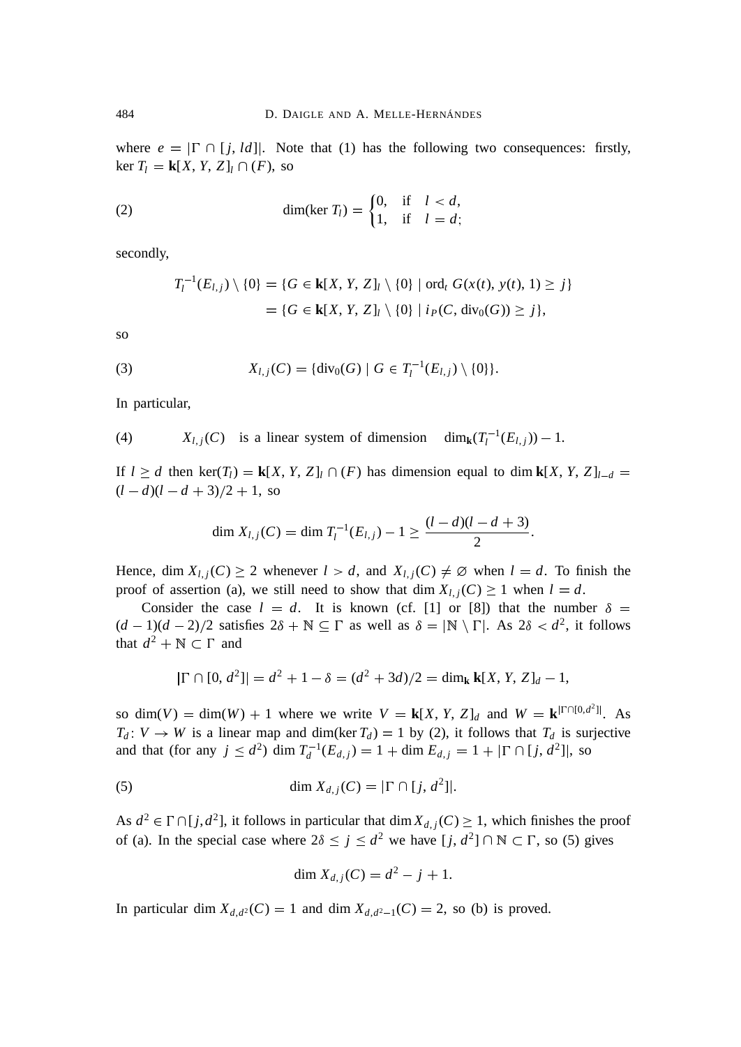where $e = |\Gamma \cap [j, ld]|$. Note that (1) has the following two consequences: firstly, $\ker T_l = \mathbf{k}[X, Y, Z]_l \cap (F)$, so

$$
\dim(\ker T_l) = \begin{cases} 0, & \text{if} \quad l < d, \\ 1, & \text{if} \quad l = d; \end{cases} \tag{2}
$$

secondly,

$$
\begin{aligned}
T_l^{-1}(E_{l,j}) \setminus \{0\} &= \{G \in \mathbf{k}[X, Y, Z]_l \setminus \{0\} \mid \operatorname{ord}_t G(x(t), y(t), 1) \geq j\} \\
&= \{G \in \mathbf{k}[X, Y, Z]_l \setminus \{0\} \mid i_P(C, \operatorname{div}_0(G)) \geq j\},
\end{aligned}
$$

so

$$
X_{l,j}(C) = \{\operatorname{div}_0(G) \mid G \in T_l^{-1}(E_{l,j}) \setminus \{0\}\}. \tag{3}
$$

In particular,

$$
X_{l,j}(C) \quad \text{is a linear system of dimension} \quad \dim_{\mathbf{k}}(T_l^{-1}(E_{l,j})) - 1. \tag{4}
$$

If $l \geq d$ then $\ker(T_l) = \mathbf{k}[X, Y, Z]_l \cap (F)$ has dimension equal to $\dim \mathbf{k}[X, Y, Z]_{l-d} = (l - d)(l - d + 3)/2 + 1$, so

$$
\dim X_{l,j}(C) = \dim T_l^{-1}(E_{l,j}) - 1 \geq \frac{(l - d)(l - d + 3)}{2}.
$$

Hence, $\dim X_{l,j}(C) \geq 2$ whenever $l > d$, and $X_{l,j}(C) \neq \varnothing$ when $l = d$. To finish the proof of assertion (a), we still need to show that $\dim X_{l,j}(C) \geq 1$ when $l = d$.

Consider the case $l = d$. It is known (cf. [1] or [8]) that the number $\delta = (d - 1)(d - 2)/2$ satisfies $2\delta + \mathbb{N} \subseteq \Gamma$ as well as $\delta = |\mathbb{N} \setminus \Gamma|$. As $2\delta < d^2$, it follows that $d^2 + \mathbb{N} \subset \Gamma$ and

$$
|\Gamma \cap [0, d^2]| = d^2 + 1 - \delta = (d^2 + 3d)/2 = \dim_{\mathbf{k}} \mathbf{k}[X, Y, Z]_d - 1,
$$

so $\dim(V) = \dim(W) + 1$ where we write $V = \mathbf{k}[X, Y, Z]_d$ and $W = \mathbf{k}^{|\Gamma \cap [0, d^2]|}$. As $T_d \colon V \to W$ is a linear map and $\dim(\ker T_d) = 1$ by (2), it follows that $T_d$ is surjective and that (for any $j \leq d^2$) $\dim T_d^{-1}(E_{d,j}) = 1 + \dim E_{d,j} = 1 + |\Gamma \cap [j, d^2]|$, so

$$
\dim X_{d,j}(C) = |\Gamma \cap [j, d^2]|. \tag{5}
$$

As $d^2 \in \Gamma \cap [j, d^2]$, it follows in particular that $\dim X_{d,j}(C) \geq 1$, which finishes the proof of (a). In the special case where $2\delta \leq j \leq d^2$ we have $[j, d^2] \cap \mathbb{N} \subset \Gamma$, so (5) gives

$$
\dim X_{d,j}(C) = d^2 - j + 1.
$$

In particular $\dim X_{d,d^2}(C) = 1$ and $\dim X_{d,d^2-1}(C) = 2$, so (b) is proved.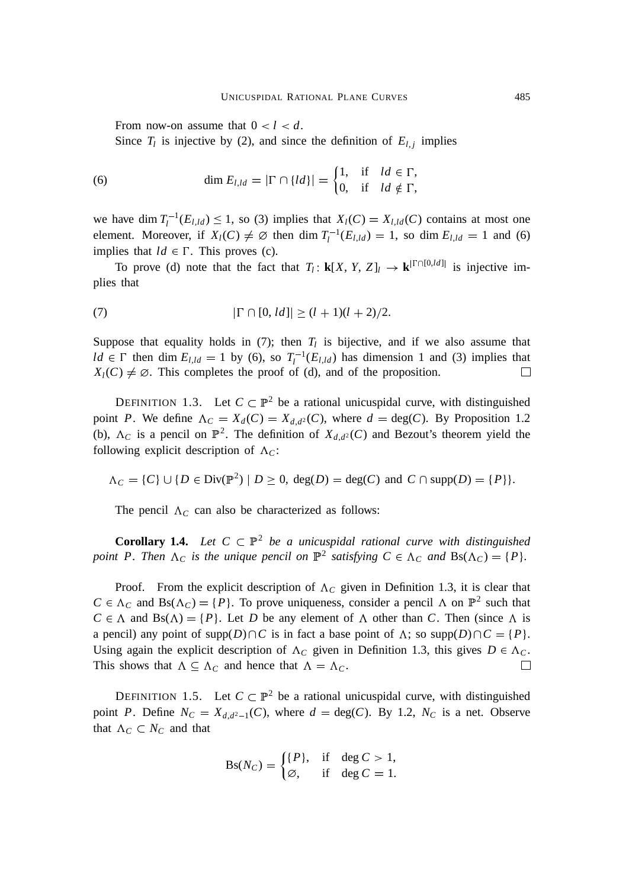From now-on assume that $0 < l < d$.

Since $T_l$ is injective by (2), and since the definition of $E_{l,j}$ implies

$$\dim E_{l,ld} = |\Gamma \cap \{ld\}| = \begin{cases} 1, & \text{if} \quad ld \in \Gamma, \\ 0, & \text{if} \quad ld \notin \Gamma, \end{cases} \tag{6}$$

we have $\dim T_l^{-1}(E_{l,ld}) \leq 1$, so (3) implies that $X_l(C) = X_{l,ld}(C)$ contains at most one element. Moreover, if $X_l(C) \neq \varnothing$ then $\dim T_l^{-1}(E_{l,ld}) = 1$, so $\dim E_{l,ld} = 1$ and (6) implies that $ld \in \Gamma$. This proves (c).

To prove (d) note that the fact that $T_l \colon \mathbf{k}[X, Y, Z]_l \to \mathbf{k}^{|\Gamma \cap [0, ld]|}$ is injective implies that

$$|\Gamma \cap [0, ld]| \geq (l+1)(l+2)/2. \tag{7}$$

Suppose that equality holds in (7); then $T_l$ is bijective, and if we also assume that $ld \in \Gamma$ then $\dim E_{l,ld} = 1$ by (6), so $T_l^{-1}(E_{l,ld})$ has dimension 1 and (3) implies that $X_l(C) \neq \varnothing$. This completes the proof of (d), and of the proposition. □

Definition 1.3. Let $C \subset \mathbb{P}^2$ be a rational unicuspidal curve, with distinguished point $P$. We define $\Lambda_C = X_d(C) = X_{d,d^2}(C)$, where $d = \deg(C)$. By Proposition 1.2 (b), $\Lambda_C$ is a pencil on $\mathbb{P}^2$. The definition of $X_{d,d^2}(C)$ and Bezout's theorem yield the following explicit description of $\Lambda_C$:

$$\Lambda_C = \{C\} \cup \{D \in \operatorname{Div}(\mathbb{P}^2) \mid D \geq 0,\ \deg(D) = \deg(C) \text{ and } C \cap \operatorname{supp}(D) = \{P\}\}.$$

The pencil $\Lambda_C$ can also be characterized as follows:

**Corollary 1.4.** *Let $C \subset \mathbb{P}^2$ be a unicuspidal rational curve with distinguished point $P$. Then $\Lambda_C$ is the unique pencil on $\mathbb{P}^2$ satisfying $C \in \Lambda_C$ and $\operatorname{Bs}(\Lambda_C) = \{P\}$.*

Proof. From the explicit description of $\Lambda_C$ given in Definition 1.3, it is clear that $C \in \Lambda_C$ and $\operatorname{Bs}(\Lambda_C) = \{P\}$. To prove uniqueness, consider a pencil $\Lambda$ on $\mathbb{P}^2$ such that $C \in \Lambda$ and $\operatorname{Bs}(\Lambda) = \{P\}$. Let $D$ be any element of $\Lambda$ other than $C$. Then (since $\Lambda$ is a pencil) any point of $\operatorname{supp}(D) \cap C$ is in fact a base point of $\Lambda$; so $\operatorname{supp}(D) \cap C = \{P\}$. Using again the explicit description of $\Lambda_C$ given in Definition 1.3, this gives $D \in \Lambda_C$. This shows that $\Lambda \subseteq \Lambda_C$ and hence that $\Lambda = \Lambda_C$. □

Definition 1.5. Let $C \subset \mathbb{P}^2$ be a rational unicuspidal curve, with distinguished point $P$. Define $N_C = X_{d,d^2-1}(C)$, where $d = \deg(C)$. By 1.2, $N_C$ is a net. Observe that $\Lambda_C \subset N_C$ and that

$$\operatorname{Bs}(N_C) = \begin{cases} \{P\}, & \text{if} \quad \deg C > 1, \\ \varnothing, & \text{if} \quad \deg C = 1. \end{cases}$$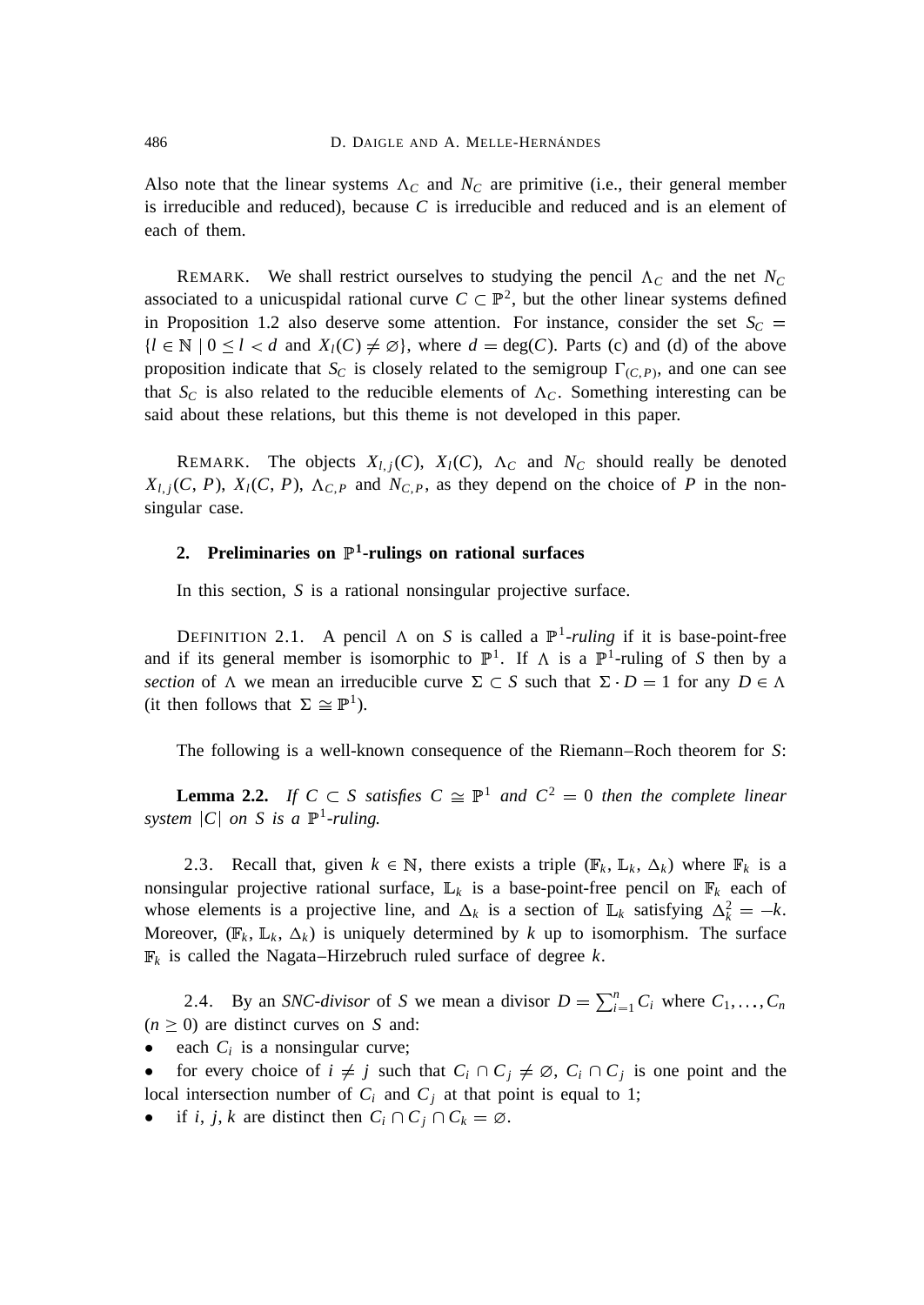Also note that the linear systems $\Lambda_C$ and $N_C$ are primitive (i.e., their general member is irreducible and reduced), because $C$ is irreducible and reduced and is an element of each of them.

REMARK. We shall restrict ourselves to studying the pencil $\Lambda_C$ and the net $N_C$ associated to a unicuspidal rational curve $C \subset \mathbb{P}^2$, but the other linear systems defined in Proposition 1.2 also deserve some attention. For instance, consider the set $S_C = \{l \in \mathbb{N} \mid 0 \leq l < d \text{ and } X_l(C) \neq \varnothing\}$, where $d = \deg(C)$. Parts (c) and (d) of the above proposition indicate that $S_C$ is closely related to the semigroup $\Gamma_{(C,P)}$, and one can see that $S_C$ is also related to the reducible elements of $\Lambda_C$. Something interesting can be said about these relations, but this theme is not developed in this paper.

REMARK. The objects $X_{l,j}(C)$, $X_l(C)$, $\Lambda_C$ and $N_C$ should really be denoted $X_{l,j}(C, P)$, $X_l(C, P)$, $\Lambda_{C,P}$ and $N_{C,P}$, as they depend on the choice of $P$ in the nonsingular case.

## 2. Preliminaries on $\mathbb{P}^1$-rulings on rational surfaces

In this section, $S$ is a rational nonsingular projective surface.

DEFINITION 2.1. A pencil $\Lambda$ on $S$ is called a *$\mathbb{P}^1$-ruling* if it is base-point-free and if its general member is isomorphic to $\mathbb{P}^1$. If $\Lambda$ is a $\mathbb{P}^1$-ruling of $S$ then by a *section* of $\Lambda$ we mean an irreducible curve $\Sigma \subset S$ such that $\Sigma \cdot D = 1$ for any $D \in \Lambda$ (it then follows that $\Sigma \cong \mathbb{P}^1$).

The following is a well-known consequence of the Riemann–Roch theorem for $S$:

**Lemma 2.2.** *If $C \subset S$ satisfies $C \cong \mathbb{P}^1$ and $C^2 = 0$ then the complete linear system $|C|$ on $S$ is a $\mathbb{P}^1$-ruling.*

2.3. Recall that, given $k \in \mathbb{N}$, there exists a triple $(\mathbb{F}_k, \mathbb{L}_k, \Delta_k)$ where $\mathbb{F}_k$ is a nonsingular projective rational surface, $\mathbb{L}_k$ is a base-point-free pencil on $\mathbb{F}_k$ each of whose elements is a projective line, and $\Delta_k$ is a section of $\mathbb{L}_k$ satisfying $\Delta_k^2 = -k$. Moreover, $(\mathbb{F}_k, \mathbb{L}_k, \Delta_k)$ is uniquely determined by $k$ up to isomorphism. The surface $\mathbb{F}_k$ is called the Nagata–Hirzebruch ruled surface of degree $k$.

2.4. By an *SNC-divisor* of $S$ we mean a divisor $D = \sum_{i=1}^{n} C_i$ where $C_1, \dots, C_n$ ($n \geq 0$) are distinct curves on $S$ and:

- each $C_i$ is a nonsingular curve;
- for every choice of $i \neq j$ such that $C_i \cap C_j \neq \varnothing$, $C_i \cap C_j$ is one point and the local intersection number of $C_i$ and $C_j$ at that point is equal to 1;
- if $i, j, k$ are distinct then $C_i \cap C_j \cap C_k = \varnothing$.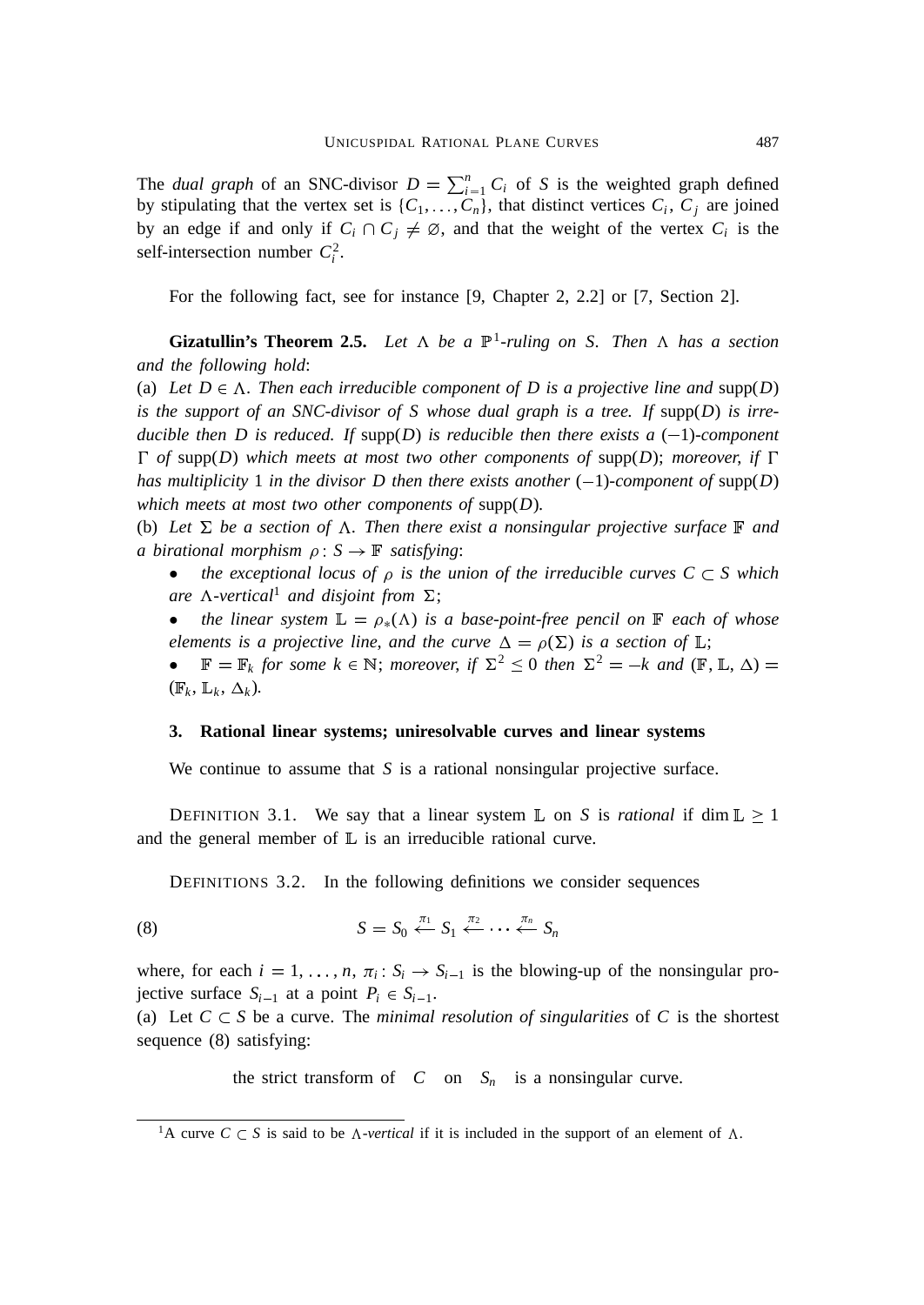The *dual graph* of an SNC-divisor $D = \sum_{i=1}^{n} C_i$ of $S$ is the weighted graph defined by stipulating that the vertex set is $\{C_1, \dots, C_n\}$, that distinct vertices $C_i$, $C_j$ are joined by an edge if and only if $C_i \cap C_j \neq \varnothing$, and that the weight of the vertex $C_i$ is the self-intersection number $C_i^2$.

For the following fact, see for instance [9, Chapter 2, 2.2] or [7, Section 2].

**Gizatullin's Theorem 2.5.** *Let $\Lambda$ be a $\mathbb{P}^1$-ruling on $S$. Then $\Lambda$ has a section and the following hold*:

(a) *Let $D \in \Lambda$. Then each irreducible component of $D$ is a projective line and* $\operatorname{supp}(D)$ *is the support of an SNC-divisor of $S$ whose dual graph is a tree. If* $\operatorname{supp}(D)$ *is irreducible then $D$ is reduced. If* $\operatorname{supp}(D)$ *is reducible then there exists a $(-1)$-component $\Gamma$ of* $\operatorname{supp}(D)$ *which meets at most two other components of* $\operatorname{supp}(D)$; *moreover, if $\Gamma$ has multiplicity* 1 *in the divisor $D$ then there exists another $(-1)$-component of* $\operatorname{supp}(D)$ *which meets at most two other components of* $\operatorname{supp}(D)$.

(b) *Let $\Sigma$ be a section of $\Lambda$. Then there exist a nonsingular projective surface $\mathbb{F}$ and a birational morphism $\rho : S \to \mathbb{F}$ satisfying*:

- *the exceptional locus of $\rho$ is the union of the irreducible curves $C \subset S$ which are $\Lambda$-vertical*[1] *and disjoint from $\Sigma$*;
- *the linear system $\mathbb{L} = \rho_*(\Lambda)$ is a base-point-free pencil on $\mathbb{F}$ each of whose elements is a projective line, and the curve $\Delta = \rho(\Sigma)$ is a section of $\mathbb{L}$*;
- *$\mathbb{F} = \mathbb{F}_k$ for some $k \in \mathbb{N}$; moreover, if $\Sigma^2 \leq 0$ then $\Sigma^2 = -k$ and $(\mathbb{F}, \mathbb{L}, \Delta) = (\mathbb{F}_k, \mathbb{L}_k, \Delta_k)$.*

## 3. Rational linear systems; uniresolvable curves and linear systems

We continue to assume that $S$ is a rational nonsingular projective surface.

DEFINITION 3.1. We say that a linear system $\mathbb{L}$ on $S$ is *rational* if $\dim \mathbb{L} \geq 1$ and the general member of $\mathbb{L}$ is an irreducible rational curve.

DEFINITIONS 3.2. In the following definitions we consider sequences

$$S = S_0 \xleftarrow{\pi_1} S_1 \xleftarrow{\pi_2} \cdots \xleftarrow{\pi_n} S_n \tag{8}$$

where, for each $i = 1, \dots, n$, $\pi_i : S_i \to S_{i-1}$ is the blowing-up of the nonsingular projective surface $S_{i-1}$ at a point $P_i \in S_{i-1}$.

(a) Let $C \subset S$ be a curve. The *minimal resolution of singularities* of $C$ is the shortest sequence (8) satisfying:

the strict transform of $C$ on $S_n$ is a nonsingular curve.

[1] A curve $C \subset S$ is said to be $\Lambda$-*vertical* if it is included in the support of an element of $\Lambda$.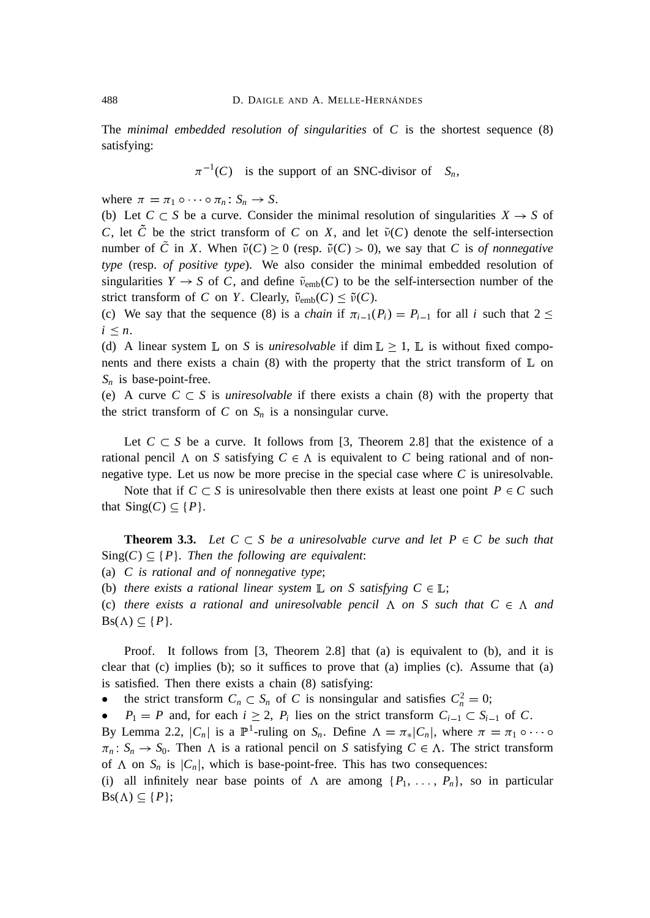The *minimal embedded resolution of singularities* of $C$ is the shortest sequence (8) satisfying:

$$\pi^{-1}(C) \quad \text{is the support of an SNC-divisor of} \quad S_n,$$

where $\pi = \pi_1 \circ \cdots \circ \pi_n : S_n \to S$.

(b) Let $C \subset S$ be a curve. Consider the minimal resolution of singularities $X \to S$ of $C$, let $\tilde{C}$ be the strict transform of $C$ on $X$, and let $\tilde{\nu}(C)$ denote the self-intersection number of $\tilde{C}$ in $X$. When $\tilde{\nu}(C) \geq 0$ (resp. $\tilde{\nu}(C) > 0$), we say that $C$ is *of nonnegative type* (resp. *of positive type*). We also consider the minimal embedded resolution of singularities $Y \to S$ of $C$, and define $\tilde{\nu}_{\text{emb}}(C)$ to be the self-intersection number of the strict transform of $C$ on $Y$. Clearly, $\tilde{\nu}_{\text{emb}}(C) \leq \tilde{\nu}(C)$.

(c) We say that the sequence (8) is a *chain* if $\pi_{i-1}(P_i) = P_{i-1}$ for all $i$ such that $2 \leq i \leq n$.

(d) A linear system $\mathbb{L}$ on $S$ is *uniresolvable* if $\dim \mathbb{L} \geq 1$, $\mathbb{L}$ is without fixed components and there exists a chain (8) with the property that the strict transform of $\mathbb{L}$ on $S_n$ is base-point-free.

(e) A curve $C \subset S$ is *uniresolvable* if there exists a chain (8) with the property that the strict transform of $C$ on $S_n$ is a nonsingular curve.

Let $C \subset S$ be a curve. It follows from [3, Theorem 2.8] that the existence of a rational pencil $\Lambda$ on $S$ satisfying $C \in \Lambda$ is equivalent to $C$ being rational and of nonnegative type. Let us now be more precise in the special case where $C$ is uniresolvable.

Note that if $C \subset S$ is uniresolvable then there exists at least one point $P \in C$ such that $\text{Sing}(C) \subseteq \{P\}$.

**Theorem 3.3.** *Let $C \subset S$ be a uniresolvable curve and let $P \in C$ be such that $\text{Sing}(C) \subseteq \{P\}$. Then the following are equivalent*:

(a) *$C$ is rational and of nonnegative type*;

(b) *there exists a rational linear system $\mathbb{L}$ on $S$ satisfying $C \in \mathbb{L}$*;

(c) *there exists a rational and uniresolvable pencil $\Lambda$ on $S$ such that $C \in \Lambda$ and $\text{Bs}(\Lambda) \subseteq \{P\}$.*

Proof. It follows from [3, Theorem 2.8] that (a) is equivalent to (b), and it is clear that (c) implies (b); so it suffices to prove that (a) implies (c). Assume that (a) is satisfied. Then there exists a chain (8) satisfying:

- the strict transform $C_n \subset S_n$ of $C$ is nonsingular and satisfies $C_n^2 = 0$;
- $P_1 = P$ and, for each $i \geq 2$, $P_i$ lies on the strict transform $C_{i-1} \subset S_{i-1}$ of $C$.

By Lemma 2.2, $|C_n|$ is a $\mathbb{P}^1$-ruling on $S_n$. Define $\Lambda = \pi_*|C_n|$, where $\pi = \pi_1 \circ \cdots \circ \pi_n : S_n \to S_0$. Then $\Lambda$ is a rational pencil on $S$ satisfying $C \in \Lambda$. The strict transform of $\Lambda$ on $S_n$ is $|C_n|$, which is base-point-free. This has two consequences:

(i) all infinitely near base points of $\Lambda$ are among $\{P_1, \ldots, P_n\}$, so in particular $\text{Bs}(\Lambda) \subseteq \{P\}$;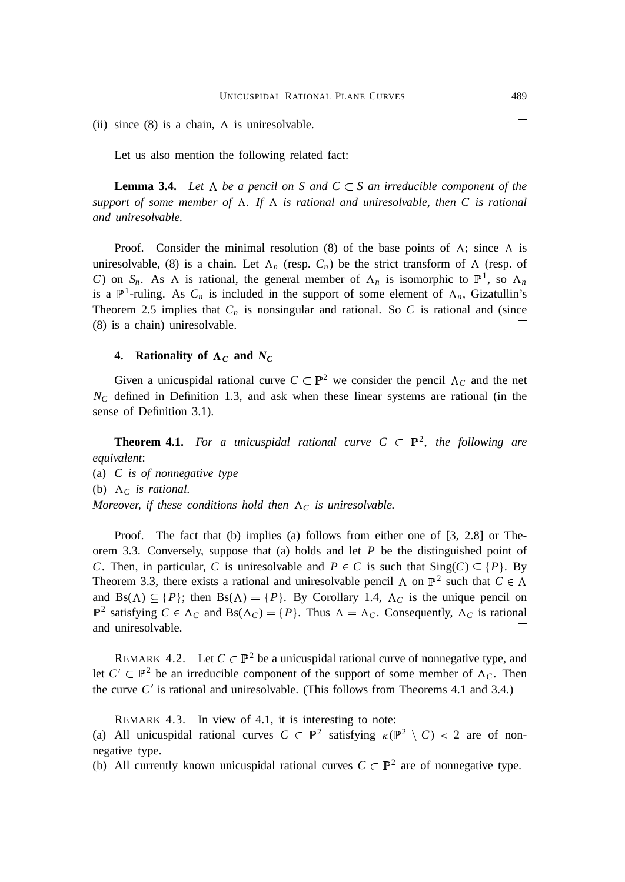(ii) since (8) is a chain, $\Lambda$ is uniresolvable. $\square$

Let us also mention the following related fact:

**Lemma 3.4.** *Let $\Lambda$ be a pencil on $S$ and $C \subset S$ an irreducible component of the support of some member of $\Lambda$. If $\Lambda$ is rational and uniresolvable, then $C$ is rational and uniresolvable.*

Proof. Consider the minimal resolution (8) of the base points of $\Lambda$; since $\Lambda$ is uniresolvable, (8) is a chain. Let $\Lambda_n$ (resp. $C_n$) be the strict transform of $\Lambda$ (resp. of $C$) on $S_n$. As $\Lambda$ is rational, the general member of $\Lambda_n$ is isomorphic to $\mathbb{P}^1$, so $\Lambda_n$ is a $\mathbb{P}^1$-ruling. As $C_n$ is included in the support of some element of $\Lambda_n$, Gizatullin's Theorem 2.5 implies that $C_n$ is nonsingular and rational. So $C$ is rational and (since (8) is a chain) uniresolvable. $\square$

## 4. Rationality of $\Lambda_C$ and $N_C$

Given a unicuspidal rational curve $C \subset \mathbb{P}^2$ we consider the pencil $\Lambda_C$ and the net $N_C$ defined in Definition 1.3, and ask when these linear systems are rational (in the sense of Definition 3.1).

**Theorem 4.1.** *For a unicuspidal rational curve $C \subset \mathbb{P}^2$, the following are equivalent*:

(a) *$C$ is of nonnegative type*

(b) *$\Lambda_C$ is rational.*

*Moreover, if these conditions hold then $\Lambda_C$ is uniresolvable.*

Proof. The fact that (b) implies (a) follows from either one of [3, 2.8] or Theorem 3.3. Conversely, suppose that (a) holds and let $P$ be the distinguished point of $C$. Then, in particular, $C$ is uniresolvable and $P \in C$ is such that $\text{Sing}(C) \subseteq \{P\}$. By Theorem 3.3, there exists a rational and uniresolvable pencil $\Lambda$ on $\mathbb{P}^2$ such that $C \in \Lambda$ and $\text{Bs}(\Lambda) \subseteq \{P\}$; then $\text{Bs}(\Lambda) = \{P\}$. By Corollary 1.4, $\Lambda_C$ is the unique pencil on $\mathbb{P}^2$ satisfying $C \in \Lambda_C$ and $\text{Bs}(\Lambda_C) = \{P\}$. Thus $\Lambda = \Lambda_C$. Consequently, $\Lambda_C$ is rational and uniresolvable. $\square$

REMARK 4.2. Let $C \subset \mathbb{P}^2$ be a unicuspidal rational curve of nonnegative type, and let $C' \subset \mathbb{P}^2$ be an irreducible component of the support of some member of $\Lambda_C$. Then the curve $C'$ is rational and uniresolvable. (This follows from Theorems 4.1 and 3.4.)

REMARK 4.3. In view of 4.1, it is interesting to note:

(a) All unicuspidal rational curves $C \subset \mathbb{P}^2$ satisfying $\bar{\kappa}(\mathbb{P}^2 \setminus C) < 2$ are of nonnegative type.

(b) All currently known unicuspidal rational curves $C \subset \mathbb{P}^2$ are of nonnegative type.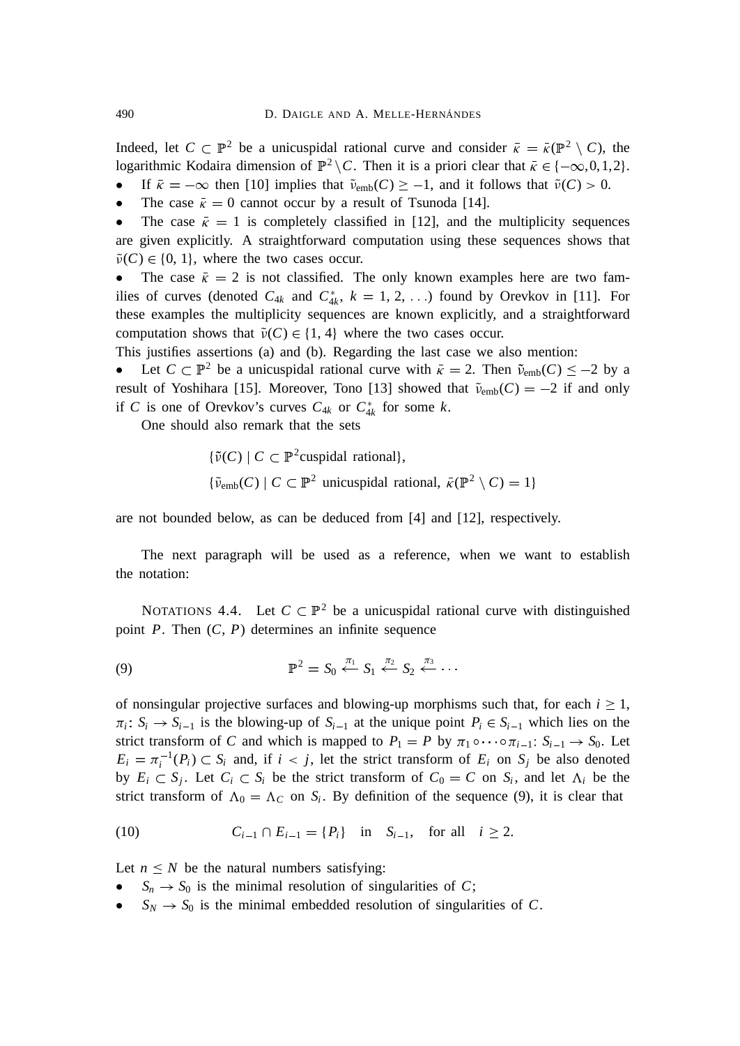Indeed, let $C \subset \mathbb{P}^2$ be a unicuspidal rational curve and consider $\bar{\kappa} = \bar{\kappa}(\mathbb{P}^2 \setminus C)$, the logarithmic Kodaira dimension of $\mathbb{P}^2 \setminus C$. Then it is a priori clear that $\bar{\kappa} \in \{-\infty, 0, 1, 2\}$.

- If $\bar{\kappa} = -\infty$ then [10] implies that $\tilde{\nu}_{\text{emb}}(C) \geq -1$, and it follows that $\tilde{\nu}(C) > 0$.
- The case $\bar{\kappa} = 0$ cannot occur by a result of Tsunoda [14].
- The case $\bar{\kappa} = 1$ is completely classified in [12], and the multiplicity sequences are given explicitly. A straightforward computation using these sequences shows that $\tilde{\nu}(C) \in \{0, 1\}$, where the two cases occur.
- The case $\bar{\kappa} = 2$ is not classified. The only known examples here are two families of curves (denoted $C_{4k}$ and $C_{4k}^*$, $k = 1, 2, \dots$) found by Orevkov in [11]. For these examples the multiplicity sequences are known explicitly, and a straightforward computation shows that $\tilde{\nu}(C) \in \{1, 4\}$ where the two cases occur.

This justifies assertions (a) and (b). Regarding the last case we also mention:

- Let $C \subset \mathbb{P}^2$ be a unicuspidal rational curve with $\bar{\kappa} = 2$. Then $\tilde{\nu}_{\text{emb}}(C) \leq -2$ by a result of Yoshihara [15]. Moreover, Tono [13] showed that $\tilde{\nu}_{\text{emb}}(C) = -2$ if and only if $C$ is one of Orevkov's curves $C_{4k}$ or $C_{4k}^*$ for some $k$.

One should also remark that the sets

$$\{\tilde{\nu}(C) \mid C \subset \mathbb{P}^2 \text{cuspidal rational}\},$$
$$\{\tilde{\nu}_{\text{emb}}(C) \mid C \subset \mathbb{P}^2 \text{ unicuspidal rational, } \bar{\kappa}(\mathbb{P}^2 \setminus C) = 1\}$$

are not bounded below, as can be deduced from [4] and [12], respectively.

The next paragraph will be used as a reference, when we want to establish the notation:

NOTATIONS 4.4. Let $C \subset \mathbb{P}^2$ be a unicuspidal rational curve with distinguished point $P$. Then $(C, P)$ determines an infinite sequence

$$\mathbb{P}^2 = S_0 \xleftarrow{\pi_1} S_1 \xleftarrow{\pi_2} S_2 \xleftarrow{\pi_3} \cdots \tag{9}$$

of nonsingular projective surfaces and blowing-up morphisms such that, for each $i \geq 1$, $\pi_i \colon S_i \to S_{i-1}$ is the blowing-up of $S_{i-1}$ at the unique point $P_i \in S_{i-1}$ which lies on the strict transform of $C$ and which is mapped to $P_1 = P$ by $\pi_1 \circ \cdots \circ \pi_{i-1} \colon S_{i-1} \to S_0$. Let $E_i = \pi_i^{-1}(P_i) \subset S_i$ and, if $i < j$, let the strict transform of $E_i$ on $S_j$ be also denoted by $E_i \subset S_j$. Let $C_i \subset S_i$ be the strict transform of $C_0 = C$ on $S_i$, and let $\Lambda_i$ be the strict transform of $\Lambda_0 = \Lambda_C$ on $S_i$. By definition of the sequence (9), it is clear that

$$C_{i-1} \cap E_{i-1} = \{P_i\} \quad \text{in} \quad S_{i-1}, \quad \text{for all} \quad i \geq 2. \tag{10}$$

Let $n \leq N$ be the natural numbers satisfying:

- $S_n \to S_0$ is the minimal resolution of singularities of $C$;
- $S_N \to S_0$ is the minimal embedded resolution of singularities of $C$.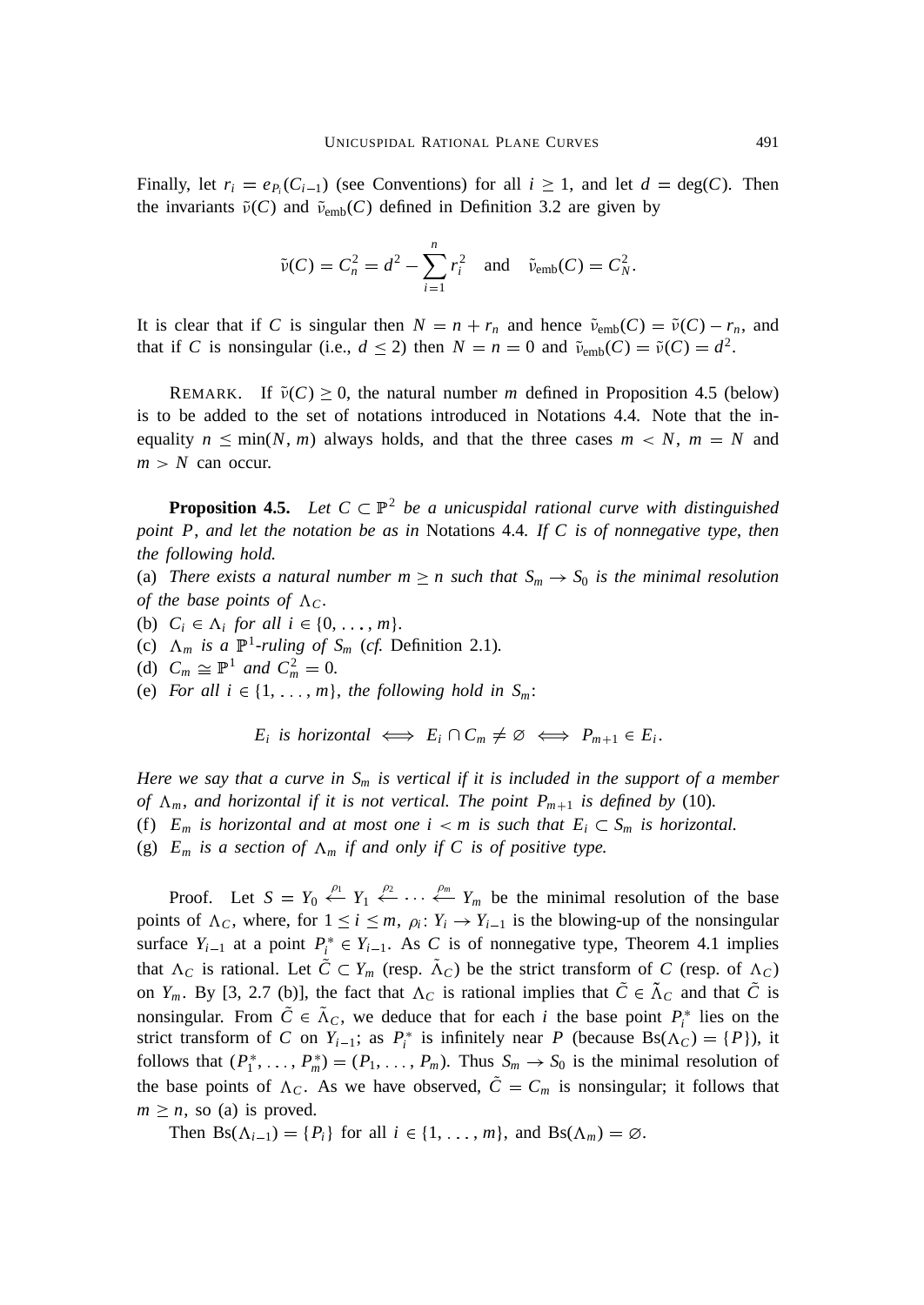Finally, let $r_i = e_{P_i}(C_{i-1})$ (see Conventions) for all $i \geq 1$, and let $d = \deg(C)$. Then the invariants $\tilde{\nu}(C)$ and $\tilde{\nu}_{\text{emb}}(C)$ defined in Definition 3.2 are given by

$$\tilde{\nu}(C) = C_n^2 = d^2 - \sum_{i=1}^{n} r_i^2 \quad \text{and} \quad \tilde{\nu}_{\text{emb}}(C) = C_N^2.$$

It is clear that if $C$ is singular then $N = n + r_n$ and hence $\tilde{\nu}_{\text{emb}}(C) = \tilde{\nu}(C) - r_n$, and that if $C$ is nonsingular (i.e., $d \leq 2$) then $N = n = 0$ and $\tilde{\nu}_{\text{emb}}(C) = \tilde{\nu}(C) = d^2$.

Remark. If $\tilde{\nu}(C) \geq 0$, the natural number $m$ defined in Proposition 4.5 (below) is to be added to the set of notations introduced in Notations 4.4. Note that the inequality $n \leq \min(N, m)$ always holds, and that the three cases $m < N$, $m = N$ and $m > N$ can occur.

**Proposition 4.5.** *Let $C \subset \mathbb{P}^2$ be a unicuspidal rational curve with distinguished point $P$, and let the notation be as in* Notations 4.4. *If $C$ is of nonnegative type, then the following hold.*

(a) *There exists a natural number $m \geq n$ such that $S_m \to S_0$ is the minimal resolution of the base points of $\Lambda_C$.*

(b) *$C_i \in \Lambda_i$ for all $i \in \{0, \dots, m\}$.*

(c) *$\Lambda_m$ is a $\mathbb{P}^1$-ruling of $S_m$ (cf.* Definition 2.1*).*

(d) *$C_m \cong \mathbb{P}^1$ and $C_m^2 = 0$.*

(e) *For all $i \in \{1, \dots, m\}$, the following hold in $S_m$:*

$$E_i \text{ is horizontal} \iff E_i \cap C_m \neq \varnothing \iff P_{m+1} \in E_i.$$

*Here we say that a curve in $S_m$ is vertical if it is included in the support of a member of $\Lambda_m$, and horizontal if it is not vertical. The point $P_{m+1}$ is defined by* (10).

(f) *$E_m$ is horizontal and at most one $i < m$ is such that $E_i \subset S_m$ is horizontal.*

(g) *$E_m$ is a section of $\Lambda_m$ if and only if $C$ is of positive type.*

Proof. Let $S = Y_0 \xleftarrow{\rho_1} Y_1 \xleftarrow{\rho_2} \cdots \xleftarrow{\rho_m} Y_m$ be the minimal resolution of the base points of $\Lambda_C$, where, for $1 \leq i \leq m$, $\rho_i \colon Y_i \to Y_{i-1}$ is the blowing-up of the nonsingular surface $Y_{i-1}$ at a point $P_i^* \in Y_{i-1}$. As $C$ is of nonnegative type, Theorem 4.1 implies that $\Lambda_C$ is rational. Let $\tilde{C} \subset Y_m$ (resp. $\tilde{\Lambda}_C$) be the strict transform of $C$ (resp. of $\Lambda_C$) on $Y_m$. By [3, 2.7 (b)], the fact that $\Lambda_C$ is rational implies that $\tilde{C} \in \tilde{\Lambda}_C$ and that $\tilde{C}$ is nonsingular. From $\tilde{C} \in \tilde{\Lambda}_C$, we deduce that for each $i$ the base point $P_i^*$ lies on the strict transform of $C$ on $Y_{i-1}$; as $P_i^*$ is infinitely near $P$ (because $\text{Bs}(\Lambda_C) = \{P\}$), it follows that $(P_1^*, \dots, P_m^*) = (P_1, \dots, P_m)$. Thus $S_m \to S_0$ is the minimal resolution of the base points of $\Lambda_C$. As we have observed, $\tilde{C} = C_m$ is nonsingular; it follows that $m \geq n$, so (a) is proved.

Then $\text{Bs}(\Lambda_{i-1}) = \{P_i\}$ for all $i \in \{1, \dots, m\}$, and $\text{Bs}(\Lambda_m) = \varnothing$.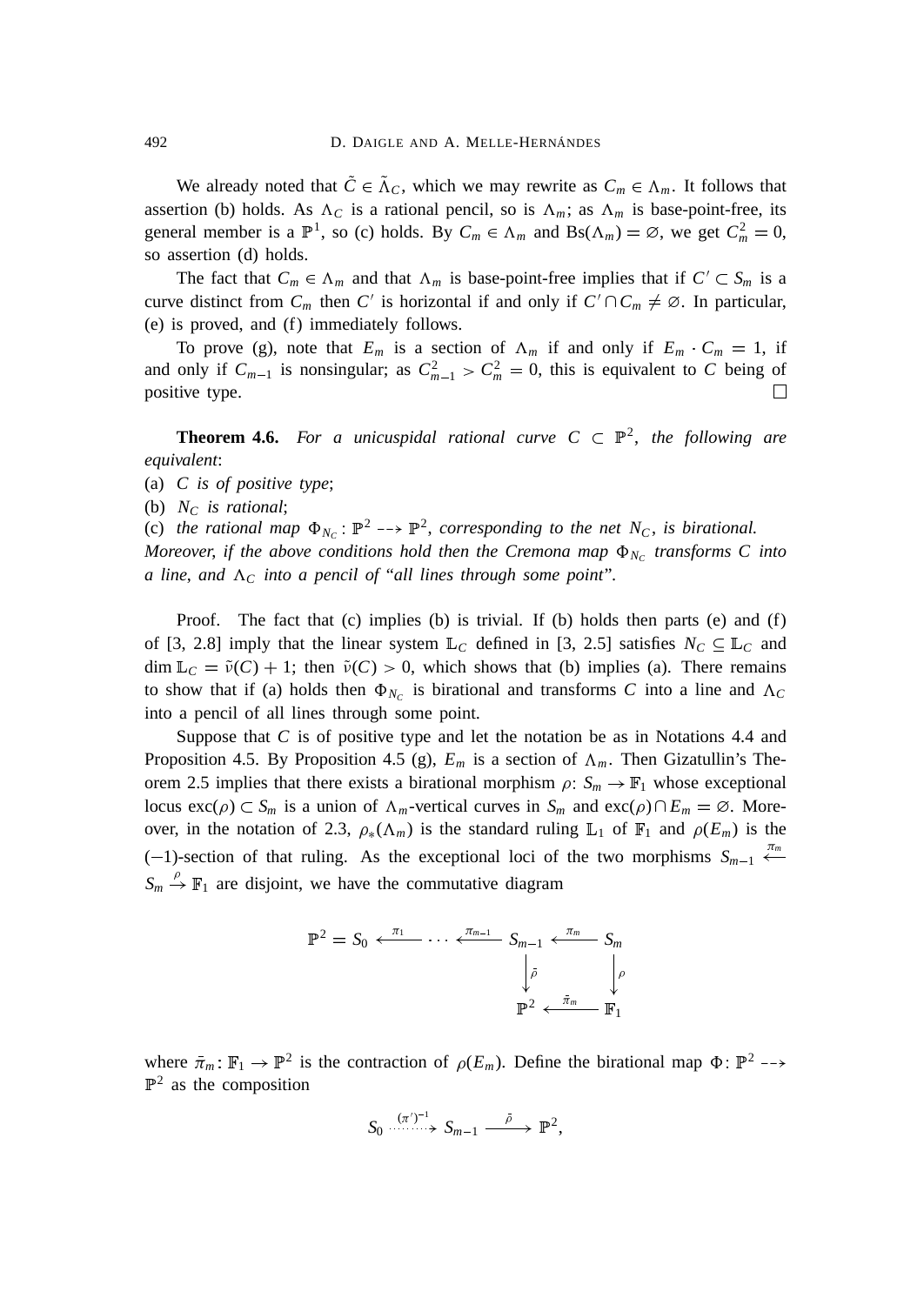We already noted that $\tilde{C} \in \tilde{\Lambda}_C$, which we may rewrite as $C_m \in \Lambda_m$. It follows that assertion (b) holds. As $\Lambda_C$ is a rational pencil, so is $\Lambda_m$; as $\Lambda_m$ is base-point-free, its general member is a $\mathbb{P}^1$, so (c) holds. By $C_m \in \Lambda_m$ and $\mathrm{Bs}(\Lambda_m) = \varnothing$, we get $C_m^2 = 0$, so assertion (d) holds.

The fact that $C_m \in \Lambda_m$ and that $\Lambda_m$ is base-point-free implies that if $C' \subset S_m$ is a curve distinct from $C_m$ then $C'$ is horizontal if and only if $C' \cap C_m \neq \varnothing$. In particular, (e) is proved, and (f) immediately follows.

To prove (g), note that $E_m$ is a section of $\Lambda_m$ if and only if $E_m \cdot C_m = 1$, if and only if $C_{m-1}$ is nonsingular; as $C_{m-1}^2 > C_m^2 = 0$, this is equivalent to $C$ being of positive type. □

**Theorem 4.6.** *For a unicuspidal rational curve $C \subset \mathbb{P}^2$, the following are equivalent*:

(a) *$C$ is of positive type*;

(b) *$N_C$ is rational*;

(c) *the rational map $\Phi_{N_C}\colon \mathbb{P}^2 \dashrightarrow \mathbb{P}^2$, corresponding to the net $N_C$, is birational.*

*Moreover, if the above conditions hold then the Cremona map $\Phi_{N_C}$ transforms $C$ into a line, and $\Lambda_C$ into a pencil of "all lines through some point".*

Proof. The fact that (c) implies (b) is trivial. If (b) holds then parts (e) and (f) of [3, 2.8] imply that the linear system $\mathbb{L}_C$ defined in [3, 2.5] satisfies $N_C \subseteq \mathbb{L}_C$ and $\dim \mathbb{L}_C = \tilde{\nu}(C) + 1$; then $\tilde{\nu}(C) > 0$, which shows that (b) implies (a). There remains to show that if (a) holds then $\Phi_{N_C}$ is birational and transforms $C$ into a line and $\Lambda_C$ into a pencil of all lines through some point.

Suppose that $C$ is of positive type and let the notation be as in Notations 4.4 and Proposition 4.5. By Proposition 4.5 (g), $E_m$ is a section of $\Lambda_m$. Then Gizatullin's Theorem 2.5 implies that there exists a birational morphism $\rho\colon S_m \to \mathbb{F}_1$ whose exceptional locus $\mathrm{exc}(\rho) \subset S_m$ is a union of $\Lambda_m$-vertical curves in $S_m$ and $\mathrm{exc}(\rho) \cap E_m = \varnothing$. Moreover, in the notation of 2.3, $\rho_*(\Lambda_m)$ is the standard ruling $\mathbb{L}_1$ of $\mathbb{F}_1$ and $\rho(E_m)$ is the $(-1)$-section of that ruling. As the exceptional loci of the two morphisms $S_{m-1} \xleftarrow{\pi_m} S_m \xrightarrow{\rho} \mathbb{F}_1$ are disjoint, we have the commutative diagram

$$\begin{array}{ccccccc}
\mathbb{P}^2 = S_0 & \xleftarrow{\pi_1} & \cdots & \xleftarrow{\pi_{m-1}} & S_{m-1} & \xleftarrow{\pi_m} & S_m \\
 & & & & \downarrow{\scriptstyle \bar{\rho}} & & \downarrow{\scriptstyle \rho} \\
 & & & & \mathbb{P}^2 & \xleftarrow{\bar{\pi}_m} & \mathbb{F}_1
\end{array}$$

where $\bar{\pi}_m\colon \mathbb{F}_1 \to \mathbb{P}^2$ is the contraction of $\rho(E_m)$. Define the birational map $\Phi\colon \mathbb{P}^2 \dashrightarrow \mathbb{P}^2$ as the composition

$$S_0 \overset{(\pi')^{-1}}{\dashrightarrow} S_{m-1} \xrightarrow{\bar{\rho}} \mathbb{P}^2,$$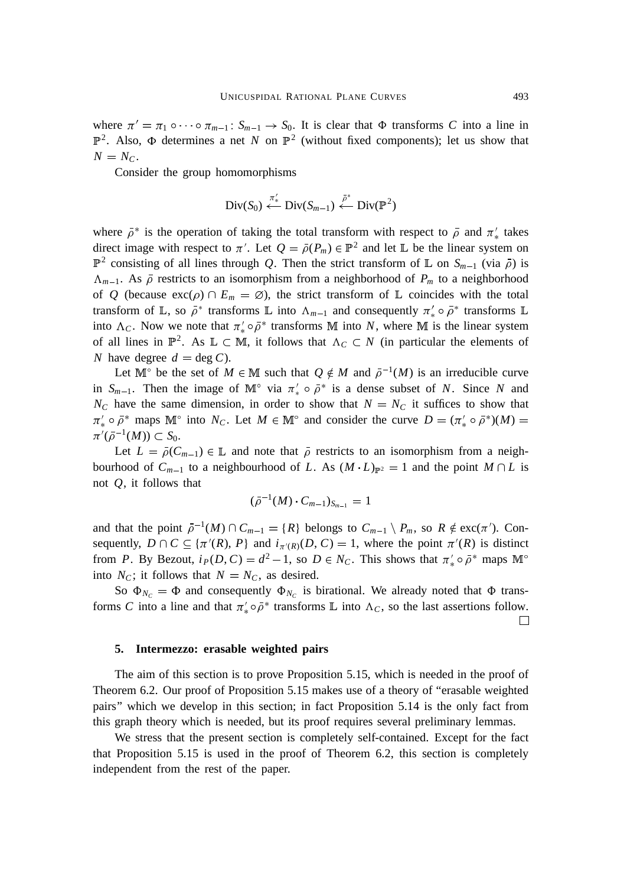where $\pi' = \pi_1 \circ \cdots \circ \pi_{m-1} \colon S_{m-1} \to S_0$. It is clear that $\Phi$ transforms $C$ into a line in $\mathbb{P}^2$. Also, $\Phi$ determines a net $N$ on $\mathbb{P}^2$ (without fixed components); let us show that $N = N_C$.

Consider the group homomorphisms

$$\mathrm{Div}(S_0) \xleftarrow{\pi'_*} \mathrm{Div}(S_{m-1}) \xleftarrow{\bar\rho^*} \mathrm{Div}(\mathbb{P}^2)$$

where $\bar\rho^*$ is the operation of taking the total transform with respect to $\bar\rho$ and $\pi'_*$ takes direct image with respect to $\pi'$. Let $Q = \bar\rho(P_m) \in \mathbb{P}^2$ and let $\mathbb{L}$ be the linear system on $\mathbb{P}^2$ consisting of all lines through $Q$. Then the strict transform of $\mathbb{L}$ on $S_{m-1}$ (via $\bar\rho$) is $\Lambda_{m-1}$. As $\bar\rho$ restricts to an isomorphism from a neighborhood of $P_m$ to a neighborhood of $Q$ (because $\mathrm{exc}(\rho) \cap E_m = \varnothing$), the strict transform of $\mathbb{L}$ coincides with the total transform of $\mathbb{L}$, so $\bar\rho^*$ transforms $\mathbb{L}$ into $\Lambda_{m-1}$ and consequently $\pi'_* \circ \bar\rho^*$ transforms $\mathbb{L}$ into $\Lambda_C$. Now we note that $\pi'_* \circ \bar\rho^*$ transforms $\mathbb{M}$ into $N$, where $\mathbb{M}$ is the linear system of all lines in $\mathbb{P}^2$. As $\mathbb{L} \subset \mathbb{M}$, it follows that $\Lambda_C \subset N$ (in particular the elements of $N$ have degree $d = \deg C$).

Let $\mathbb{M}^\circ$ be the set of $M \in \mathbb{M}$ such that $Q \notin M$ and $\bar\rho^{-1}(M)$ is an irreducible curve in $S_{m-1}$. Then the image of $\mathbb{M}^\circ$ via $\pi'_* \circ \bar\rho^*$ is a dense subset of $N$. Since $N$ and $N_C$ have the same dimension, in order to show that $N = N_C$ it suffices to show that $\pi'_* \circ \bar\rho^*$ maps $\mathbb{M}^\circ$ into $N_C$. Let $M \in \mathbb{M}^\circ$ and consider the curve $D = (\pi'_* \circ \bar\rho^*)(M) = \pi'(\bar\rho^{-1}(M)) \subset S_0$.

Let $L = \bar\rho(C_{m-1}) \in \mathbb{L}$ and note that $\bar\rho$ restricts to an isomorphism from a neighbourhood of $C_{m-1}$ to a neighbourhood of $L$. As $(M \cdot L)_{\mathbb{P}^2} = 1$ and the point $M \cap L$ is not $Q$, it follows that

$$(\bar\rho^{-1}(M) \cdot C_{m-1})_{S_{m-1}} = 1$$

and that the point $\bar\rho^{-1}(M) \cap C_{m-1} = \{R\}$ belongs to $C_{m-1} \setminus P_m$, so $R \notin \mathrm{exc}(\pi')$. Consequently, $D \cap C \subseteq \{\pi'(R), P\}$ and $i_{\pi'(R)}(D, C) = 1$, where the point $\pi'(R)$ is distinct from $P$. By Bezout, $i_P(D, C) = d^2 - 1$, so $D \in N_C$. This shows that $\pi'_* \circ \bar\rho^*$ maps $\mathbb{M}^\circ$ into $N_C$; it follows that $N = N_C$, as desired.

So $\Phi_{N_C} = \Phi$ and consequently $\Phi_{N_C}$ is birational. We already noted that $\Phi$ transforms $C$ into a line and that $\pi'_* \circ \bar\rho^*$ transforms $\mathbb{L}$ into $\Lambda_C$, so the last assertions follow. □

## 5. Intermezzo: erasable weighted pairs

The aim of this section is to prove Proposition 5.15, which is needed in the proof of Theorem 6.2. Our proof of Proposition 5.15 makes use of a theory of "erasable weighted pairs" which we develop in this section; in fact Proposition 5.14 is the only fact from this graph theory which is needed, but its proof requires several preliminary lemmas.

We stress that the present section is completely self-contained. Except for the fact that Proposition 5.15 is used in the proof of Theorem 6.2, this section is completely independent from the rest of the paper.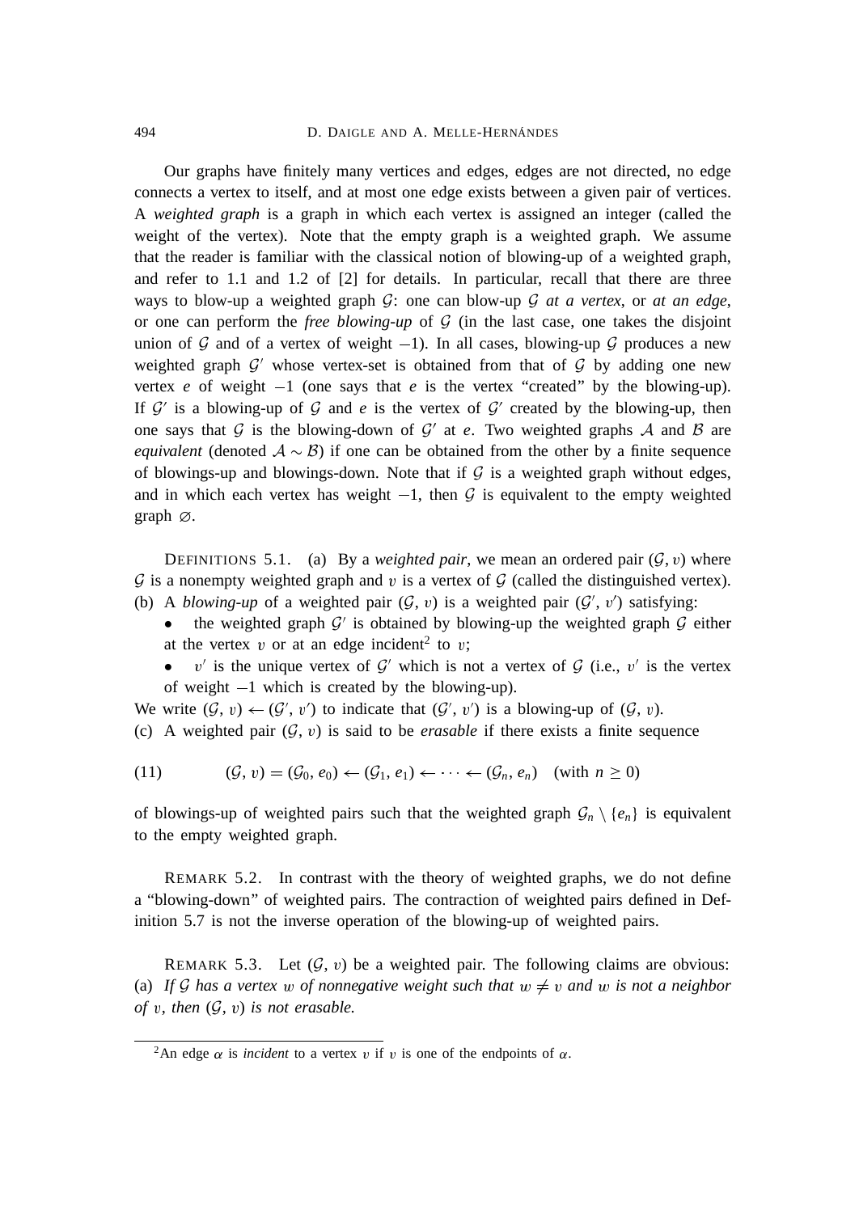Our graphs have finitely many vertices and edges, edges are not directed, no edge connects a vertex to itself, and at most one edge exists between a given pair of vertices. A *weighted graph* is a graph in which each vertex is assigned an integer (called the weight of the vertex). Note that the empty graph is a weighted graph. We assume that the reader is familiar with the classical notion of blowing-up of a weighted graph, and refer to 1.1 and 1.2 of [2] for details. In particular, recall that there are three ways to blow-up a weighted graph $\mathcal{G}$: one can blow-up $\mathcal{G}$ *at a vertex*, or *at an edge*, or one can perform the *free blowing-up* of $\mathcal{G}$ (in the last case, one takes the disjoint union of $\mathcal{G}$ and of a vertex of weight $-1$). In all cases, blowing-up $\mathcal{G}$ produces a new weighted graph $\mathcal{G}'$ whose vertex-set is obtained from that of $\mathcal{G}$ by adding one new vertex $e$ of weight $-1$ (one says that $e$ is the vertex "created" by the blowing-up). If $\mathcal{G}'$ is a blowing-up of $\mathcal{G}$ and $e$ is the vertex of $\mathcal{G}'$ created by the blowing-up, then one says that $\mathcal{G}$ is the blowing-down of $\mathcal{G}'$ at $e$. Two weighted graphs $\mathcal{A}$ and $\mathcal{B}$ are *equivalent* (denoted $\mathcal{A} \sim \mathcal{B}$) if one can be obtained from the other by a finite sequence of blowings-up and blowings-down. Note that if $\mathcal{G}$ is a weighted graph without edges, and in which each vertex has weight $-1$, then $\mathcal{G}$ is equivalent to the empty weighted graph $\varnothing$.

DEFINITIONS 5.1. (a) By a *weighted pair*, we mean an ordered pair $(\mathcal{G}, v)$ where $\mathcal{G}$ is a nonempty weighted graph and $v$ is a vertex of $\mathcal{G}$ (called the distinguished vertex).
(b) A *blowing-up* of a weighted pair $(\mathcal{G}, v)$ is a weighted pair $(\mathcal{G}', v')$ satisfying:

- the weighted graph $\mathcal{G}'$ is obtained by blowing-up the weighted graph $\mathcal{G}$ either at the vertex $v$ or at an edge incident[2] to $v$;
- $v'$ is the unique vertex of $\mathcal{G}'$ which is not a vertex of $\mathcal{G}$ (i.e., $v'$ is the vertex of weight $-1$ which is created by the blowing-up).

We write $(\mathcal{G}, v) \leftarrow (\mathcal{G}', v')$ to indicate that $(\mathcal{G}', v')$ is a blowing-up of $(\mathcal{G}, v)$.
(c) A weighted pair $(\mathcal{G}, v)$ is said to be *erasable* if there exists a finite sequence

$$(\mathcal{G}, v) = (\mathcal{G}_0, e_0) \leftarrow (\mathcal{G}_1, e_1) \leftarrow \cdots \leftarrow (\mathcal{G}_n, e_n) \quad (\text{with } n \geq 0) \tag{11}$$

of blowings-up of weighted pairs such that the weighted graph $\mathcal{G}_n \setminus \{e_n\}$ is equivalent to the empty weighted graph.

REMARK 5.2. In contrast with the theory of weighted graphs, we do not define a "blowing-down" of weighted pairs. The contraction of weighted pairs defined in Definition 5.7 is not the inverse operation of the blowing-up of weighted pairs.

REMARK 5.3. Let $(\mathcal{G}, v)$ be a weighted pair. The following claims are obvious:
(a) *If $\mathcal{G}$ has a vertex $w$ of nonnegative weight such that $w \neq v$ and $w$ is not a neighbor of $v$, then $(\mathcal{G}, v)$ is not erasable.*

[2] An edge $\alpha$ is *incident* to a vertex $v$ if $v$ is one of the endpoints of $\alpha$.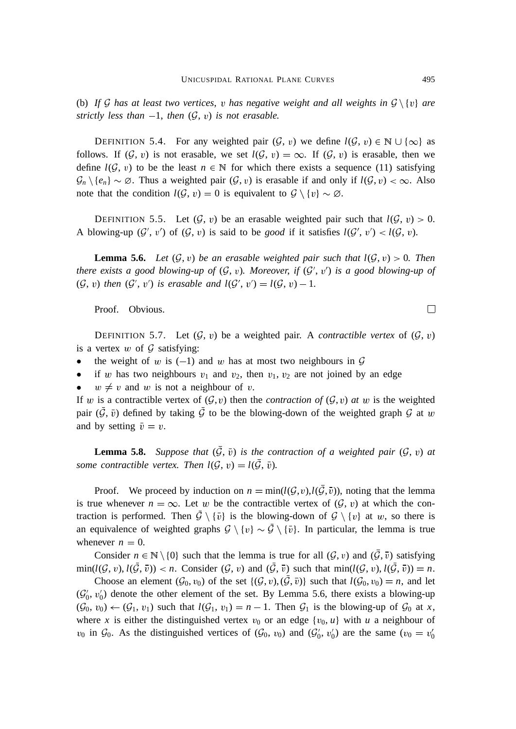(b) *If $\mathcal{G}$ has at least two vertices, $v$ has negative weight and all weights in $\mathcal{G} \setminus \{v\}$ are strictly less than $-1$, then $(\mathcal{G}, v)$ is not erasable.*

DEFINITION 5.4. For any weighted pair $(\mathcal{G}, v)$ we define $l(\mathcal{G}, v) \in \mathbb{N} \cup \{\infty\}$ as follows. If $(\mathcal{G}, v)$ is not erasable, we set $l(\mathcal{G}, v) = \infty$. If $(\mathcal{G}, v)$ is erasable, then we define $l(\mathcal{G}, v)$ to be the least $n \in \mathbb{N}$ for which there exists a sequence (11) satisfying $\mathcal{G}_n \setminus \{e_n\} \sim \varnothing$. Thus a weighted pair $(\mathcal{G}, v)$ is erasable if and only if $l(\mathcal{G}, v) < \infty$. Also note that the condition $l(\mathcal{G}, v) = 0$ is equivalent to $\mathcal{G} \setminus \{v\} \sim \varnothing$.

DEFINITION 5.5. Let $(\mathcal{G}, v)$ be an erasable weighted pair such that $l(\mathcal{G}, v) > 0$. A blowing-up $(\mathcal{G}', v')$ of $(\mathcal{G}, v)$ is said to be *good* if it satisfies $l(\mathcal{G}', v') < l(\mathcal{G}, v)$.

**Lemma 5.6.** *Let $(\mathcal{G}, v)$ be an erasable weighted pair such that $l(\mathcal{G}, v) > 0$. Then there exists a good blowing-up of $(\mathcal{G}, v)$. Moreover, if $(\mathcal{G}', v')$ is a good blowing-up of $(\mathcal{G}, v)$ then $(\mathcal{G}', v')$ is erasable and $l(\mathcal{G}', v') = l(\mathcal{G}, v) - 1$.*

Proof. Obvious. □

DEFINITION 5.7. Let $(\mathcal{G}, v)$ be a weighted pair. A *contractible vertex* of $(\mathcal{G}, v)$ is a vertex $w$ of $\mathcal{G}$ satisfying:

- the weight of $w$ is $(-1)$ and $w$ has at most two neighbours in $\mathcal{G}$
- if $w$ has two neighbours $v_1$ and $v_2$, then $v_1$, $v_2$ are not joined by an edge
- $w \neq v$ and $w$ is not a neighbour of $v$.

If $w$ is a contractible vertex of $(\mathcal{G}, v)$ then the *contraction of $(\mathcal{G}, v)$ at $w$* is the weighted pair $(\bar{\mathcal{G}}, \bar{v})$ defined by taking $\bar{\mathcal{G}}$ to be the blowing-down of the weighted graph $\mathcal{G}$ at $w$ and by setting $\bar{v} = v$.

**Lemma 5.8.** *Suppose that $(\bar{\mathcal{G}}, \bar{v})$ is the contraction of a weighted pair $(\mathcal{G}, v)$ at some contractible vertex. Then $l(\mathcal{G}, v) = l(\bar{\mathcal{G}}, \bar{v})$.*

Proof. We proceed by induction on $n = \min(l(\mathcal{G}, v), l(\bar{\mathcal{G}}, \bar{v}))$, noting that the lemma is true whenever $n = \infty$. Let $w$ be the contractible vertex of $(\mathcal{G}, v)$ at which the contraction is performed. Then $\bar{\mathcal{G}} \setminus \{\bar{v}\}$ is the blowing-down of $\mathcal{G} \setminus \{v\}$ at $w$, so there is an equivalence of weighted graphs $\mathcal{G} \setminus \{v\} \sim \bar{\mathcal{G}} \setminus \{\bar{v}\}$. In particular, the lemma is true whenever $n = 0$.

Consider $n \in \mathbb{N} \setminus \{0\}$ such that the lemma is true for all $(\mathcal{G}, v)$ and $(\bar{\mathcal{G}}, \bar{v})$ satisfying $\min(l(\mathcal{G}, v), l(\bar{\mathcal{G}}, \bar{v})) < n$. Consider $(\mathcal{G}, v)$ and $(\bar{\mathcal{G}}, \bar{v})$ such that $\min(l(\mathcal{G}, v), l(\bar{\mathcal{G}}, \bar{v})) = n$.

Choose an element $(\mathcal{G}_0, v_0)$ of the set $\{(\mathcal{G}, v), (\bar{\mathcal{G}}, \bar{v})\}$ such that $l(\mathcal{G}_0, v_0) = n$, and let $(\mathcal{G}'_0, v'_0)$ denote the other element of the set. By Lemma 5.6, there exists a blowing-up $(\mathcal{G}_0, v_0) \leftarrow (\mathcal{G}_1, v_1)$ such that $l(\mathcal{G}_1, v_1) = n - 1$. Then $\mathcal{G}_1$ is the blowing-up of $\mathcal{G}_0$ at $x$, where $x$ is either the distinguished vertex $v_0$ or an edge $\{v_0, u\}$ with $u$ a neighbour of $v_0$ in $\mathcal{G}_0$. As the distinguished vertices of $(\mathcal{G}_0, v_0)$ and $(\mathcal{G}'_0, v'_0)$ are the same ($v_0 = v'_0$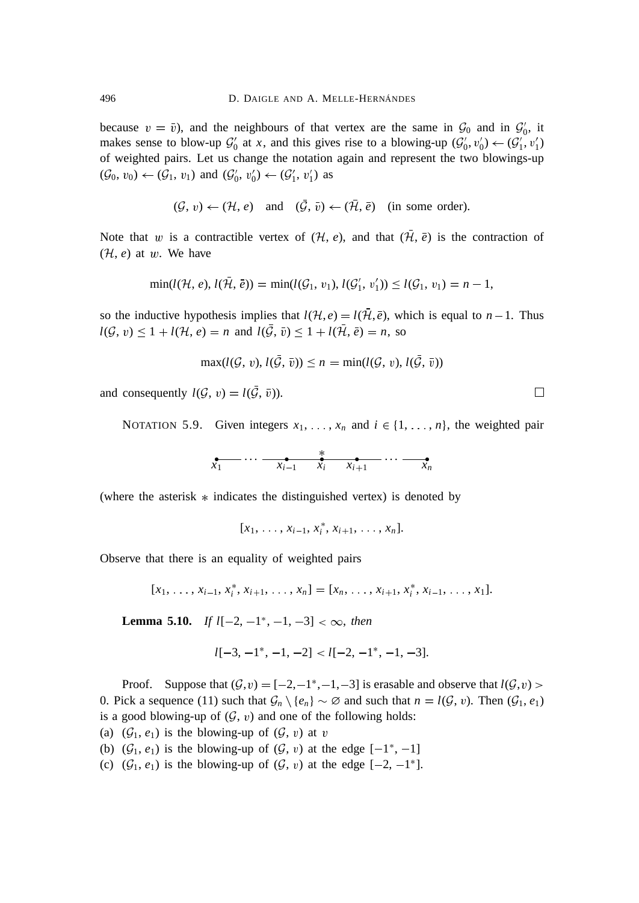because $v = \bar{v}$), and the neighbours of that vertex are the same in $\mathcal{G}_0$ and in $\mathcal{G}_0'$, it makes sense to blow-up $\mathcal{G}_0'$ at $x$, and this gives rise to a blowing-up $(\mathcal{G}_0', v_0') \leftarrow (\mathcal{G}_1', v_1')$ of weighted pairs. Let us change the notation again and represent the two blowings-up $(\mathcal{G}_0, v_0) \leftarrow (\mathcal{G}_1, v_1)$ and $(\mathcal{G}_0', v_0') \leftarrow (\mathcal{G}_1', v_1')$ as

$$(\mathcal{G}, v) \leftarrow (\mathcal{H}, e) \quad \text{and} \quad (\bar{\mathcal{G}}, \bar{v}) \leftarrow (\bar{\mathcal{H}}, \bar{e}) \quad \text{(in some order).}$$

Note that $w$ is a contractible vertex of $(\mathcal{H}, e)$, and that $(\bar{\mathcal{H}}, \bar{e})$ is the contraction of $(\mathcal{H}, e)$ at $w$. We have

$$\min(l(\mathcal{H}, e), l(\bar{\mathcal{H}}, \bar{e})) = \min(l(\mathcal{G}_1, v_1), l(\mathcal{G}_1', v_1')) \leq l(\mathcal{G}_1, v_1) = n - 1,$$

so the inductive hypothesis implies that $l(\mathcal{H}, e) = l(\bar{\mathcal{H}}, \bar{e})$, which is equal to $n - 1$. Thus $l(\mathcal{G}, v) \leq 1 + l(\mathcal{H}, e) = n$ and $l(\bar{\mathcal{G}}, \bar{v}) \leq 1 + l(\bar{\mathcal{H}}, \bar{e}) = n$, so

$$\max(l(\mathcal{G}, v), l(\bar{\mathcal{G}}, \bar{v})) \leq n = \min(l(\mathcal{G}, v), l(\bar{\mathcal{G}}, \bar{v}))$$

and consequently $l(\mathcal{G}, v) = l(\bar{\mathcal{G}}, \bar{v})$. $\square$

NOTATION 5.9. Given integers $x_1, \ldots, x_n$ and $i \in \{1, \ldots, n\}$, the weighted pair

$$\underset{x_1}{\bullet} \!-\!-\! \cdots \!-\!-\! \underset{x_{i-1}}{\bullet} \!-\!-\! \overset{*}{\underset{x_i}{\bullet}} \!-\!-\! \underset{x_{i+1}}{\bullet} \!-\!-\! \cdots \!-\!-\! \underset{x_n}{\bullet}$$

(where the asterisk $*$ indicates the distinguished vertex) is denoted by

$$[x_1, \ldots, x_{i-1}, x_i^*, x_{i+1}, \ldots, x_n].$$

Observe that there is an equality of weighted pairs

$$[x_1, \ldots, x_{i-1}, x_i^*, x_{i+1}, \ldots, x_n] = [x_n, \ldots, x_{i+1}, x_i^*, x_{i-1}, \ldots, x_1].$$

**Lemma 5.10.** *If $l[-2, -1^*, -1, -3] < \infty$, then*

$$l[-3, -1^*, -1, -2] < l[-2, -1^*, -1, -3].$$

*Proof.* Suppose that $(\mathcal{G}, v) = [-2, -1^*, -1, -3]$ is erasable and observe that $l(\mathcal{G}, v) > 0$. Pick a sequence (11) such that $\mathcal{G}_n \setminus \{e_n\} \sim \varnothing$ and such that $n = l(\mathcal{G}, v)$. Then $(\mathcal{G}_1, e_1)$ is a good blowing-up of $(\mathcal{G}, v)$ and one of the following holds:

(a) $(\mathcal{G}_1, e_1)$ is the blowing-up of $(\mathcal{G}, v)$ at $v$

(b) $(\mathcal{G}_1, e_1)$ is the blowing-up of $(\mathcal{G}, v)$ at the edge $[-1^*, -1]$

(c) $(\mathcal{G}_1, e_1)$ is the blowing-up of $(\mathcal{G}, v)$ at the edge $[-2, -1^*]$.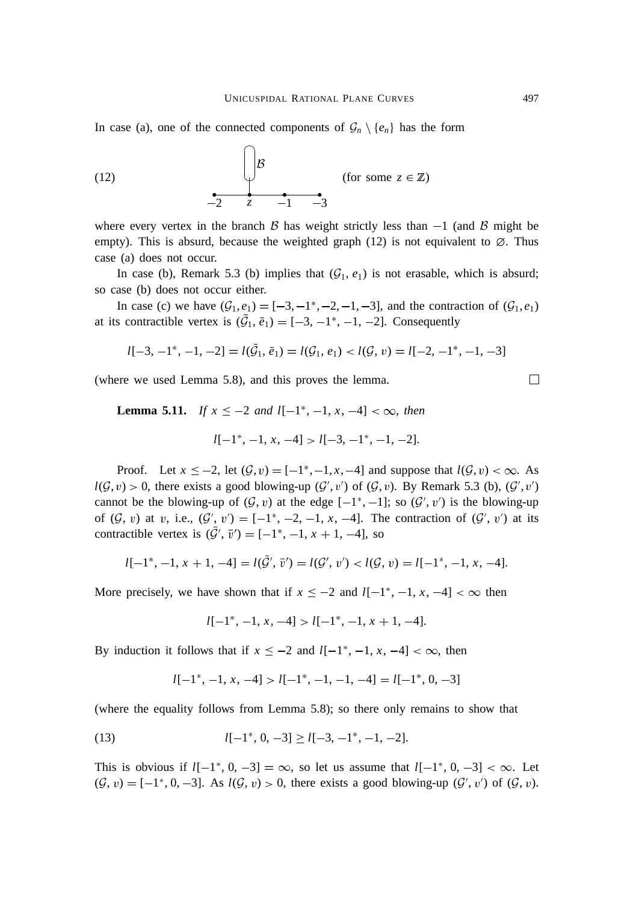In case (a), one of the connected components of $\mathcal{G}_n \setminus \{e_n\}$ has the form

$$
(12) \qquad \begin{array}{c} \mathcal{B} \\ | \\ -2 \;\text{---}\; z \;\text{---}\; -1 \;\text{---}\; -3 \end{array} \qquad \text{(for some } z \in \mathbb{Z}\text{)}
$$

where every vertex in the branch $\mathcal{B}$ has weight strictly less than $-1$ (and $\mathcal{B}$ might be empty). This is absurd, because the weighted graph (12) is not equivalent to $\varnothing$. Thus case (a) does not occur.

In case (b), Remark 5.3 (b) implies that $(\mathcal{G}_1, e_1)$ is not erasable, which is absurd; so case (b) does not occur either.

In case (c) we have $(\mathcal{G}_1, e_1) = [-3, -1^*, -2, -1, -3]$, and the contraction of $(\mathcal{G}_1, e_1)$ at its contractible vertex is $(\bar{\mathcal{G}}_1, \bar{e}_1) = [-3, -1^*, -1, -2]$. Consequently

$$
l[-3, -1^*, -1, -2] = l(\bar{\mathcal{G}}_1, \bar{e}_1) = l(\mathcal{G}_1, e_1) < l(\mathcal{G}, v) = l[-2, -1^*, -1, -3]
$$

(where we used Lemma 5.8), and this proves the lemma. $\square$

**Lemma 5.11.** *If $x \le -2$ and $l[-1^*, -1, x, -4] < \infty$, then*

$$
l[-1^*, -1, x, -4] > l[-3, -1^*, -1, -2].
$$

Proof. Let $x \le -2$, let $(\mathcal{G}, v) = [-1^*, -1, x, -4]$ and suppose that $l(\mathcal{G}, v) < \infty$. As $l(\mathcal{G}, v) > 0$, there exists a good blowing-up $(\mathcal{G}', v')$ of $(\mathcal{G}, v)$. By Remark 5.3 (b), $(\mathcal{G}', v')$ cannot be the blowing-up of $(\mathcal{G}, v)$ at the edge $[-1^*, -1]$; so $(\mathcal{G}', v')$ is the blowing-up of $(\mathcal{G}, v)$ at $v$, i.e., $(\mathcal{G}', v') = [-1^*, -2, -1, x, -4]$. The contraction of $(\mathcal{G}', v')$ at its contractible vertex is $(\bar{\mathcal{G}}', \bar{v}') = [-1^*, -1, x+1, -4]$, so

$$
l[-1^*, -1, x+1, -4] = l(\bar{\mathcal{G}}', \bar{v}') = l(\mathcal{G}', v') < l(\mathcal{G}, v) = l[-1^*, -1, x, -4].
$$

More precisely, we have shown that if $x \le -2$ and $l[-1^*, -1, x, -4] < \infty$ then

$$
l[-1^*, -1, x, -4] > l[-1^*, -1, x+1, -4].
$$

By induction it follows that if $x \le -2$ and $l[-1^*, -1, x, -4] < \infty$, then

$$
l[-1^*, -1, x, -4] > l[-1^*, -1, -1, -4] = l[-1^*, 0, -3]
$$

(where the equality follows from Lemma 5.8); so there only remains to show that

$$
(13) \qquad l[-1^*, 0, -3] \ge l[-3, -1^*, -1, -2].
$$

This is obvious if $l[-1^*, 0, -3] = \infty$, so let us assume that $l[-1^*, 0, -3] < \infty$. Let $(\mathcal{G}, v) = [-1^*, 0, -3]$. As $l(\mathcal{G}, v) > 0$, there exists a good blowing-up $(\mathcal{G}', v')$ of $(\mathcal{G}, v)$.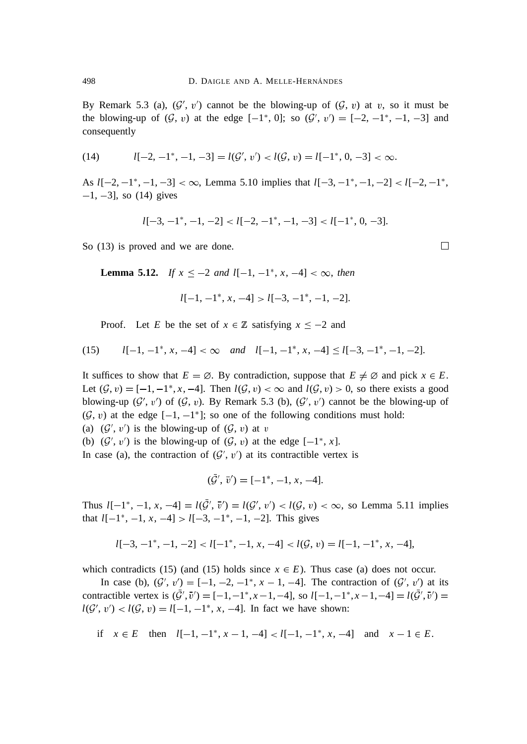By Remark 5.3 (a), $(\mathcal{G}', v')$ cannot be the blowing-up of $(\mathcal{G}, v)$ at $v$, so it must be the blowing-up of $(\mathcal{G}, v)$ at the edge $[-1^*, 0]$; so $(\mathcal{G}', v') = [-2, -1^*, -1, -3]$ and consequently

$$l[-2, -1^*, -1, -3] = l(\mathcal{G}', v') < l(\mathcal{G}, v) = l[-1^*, 0, -3] < \infty. \tag{14}$$

As $l[-2, -1^*, -1, -3] < \infty$, Lemma 5.10 implies that $l[-3, -1^*, -1, -2] < l[-2, -1^*, -1, -3]$, so (14) gives

$$l[-3, -1^*, -1, -2] < l[-2, -1^*, -1, -3] < l[-1^*, 0, -3].$$

So (13) is proved and we are done. □

**Lemma 5.12.** *If $x \leq -2$ and $l[-1, -1^*, x, -4] < \infty$, then*

$$l[-1, -1^*, x, -4] > l[-3, -1^*, -1, -2].$$

*Proof.* Let $E$ be the set of $x \in \mathbb{Z}$ satisfying $x \leq -2$ and

$$l[-1, -1^*, x, -4] < \infty \quad \textit{and} \quad l[-1, -1^*, x, -4] \leq l[-3, -1^*, -1, -2]. \tag{15}$$

It suffices to show that $E = \varnothing$. By contradiction, suppose that $E \neq \varnothing$ and pick $x \in E$. Let $(\mathcal{G}, v) = [-1, -1^*, x, -4]$. Then $l(\mathcal{G}, v) < \infty$ and $l(\mathcal{G}, v) > 0$, so there exists a good blowing-up $(\mathcal{G}', v')$ of $(\mathcal{G}, v)$. By Remark 5.3 (b), $(\mathcal{G}', v')$ cannot be the blowing-up of $(\mathcal{G}, v)$ at the edge $[-1, -1^*]$; so one of the following conditions must hold:

(a) $(\mathcal{G}', v')$ is the blowing-up of $(\mathcal{G}, v)$ at $v$

(b) $(\mathcal{G}', v')$ is the blowing-up of $(\mathcal{G}, v)$ at the edge $[-1^*, x]$.

In case (a), the contraction of $(\mathcal{G}', v')$ at its contractible vertex is

$$(\bar{\mathcal{G}}', \bar{v}') = [-1^*, -1, x, -4].$$

Thus $l[-1^*, -1, x, -4] = l(\bar{\mathcal{G}}', \bar{v}') = l(\mathcal{G}', v') < l(\mathcal{G}, v) < \infty$, so Lemma 5.11 implies that $l[-1^*, -1, x, -4] > l[-3, -1^*, -1, -2]$. This gives

$$l[-3, -1^*, -1, -2] < l[-1^*, -1, x, -4] < l(\mathcal{G}, v) = l[-1, -1^*, x, -4],$$

which contradicts (15) (and (15) holds since $x \in E$). Thus case (a) does not occur.

In case (b), $(\mathcal{G}', v') = [-1, -2, -1^*, x-1, -4]$. The contraction of $(\mathcal{G}', v')$ at its contractible vertex is $(\bar{\mathcal{G}}', \bar{v}') = [-1, -1^*, x-1, -4]$, so $l[-1, -1^*, x-1, -4] = l(\bar{\mathcal{G}}', \bar{v}') = l(\mathcal{G}', v') < l(\mathcal{G}, v) = l[-1, -1^*, x, -4]$. In fact we have shown:

$$\text{if} \quad x \in E \quad \text{then} \quad l[-1, -1^*, x-1, -4] < l[-1, -1^*, x, -4] \quad \text{and} \quad x-1 \in E.$$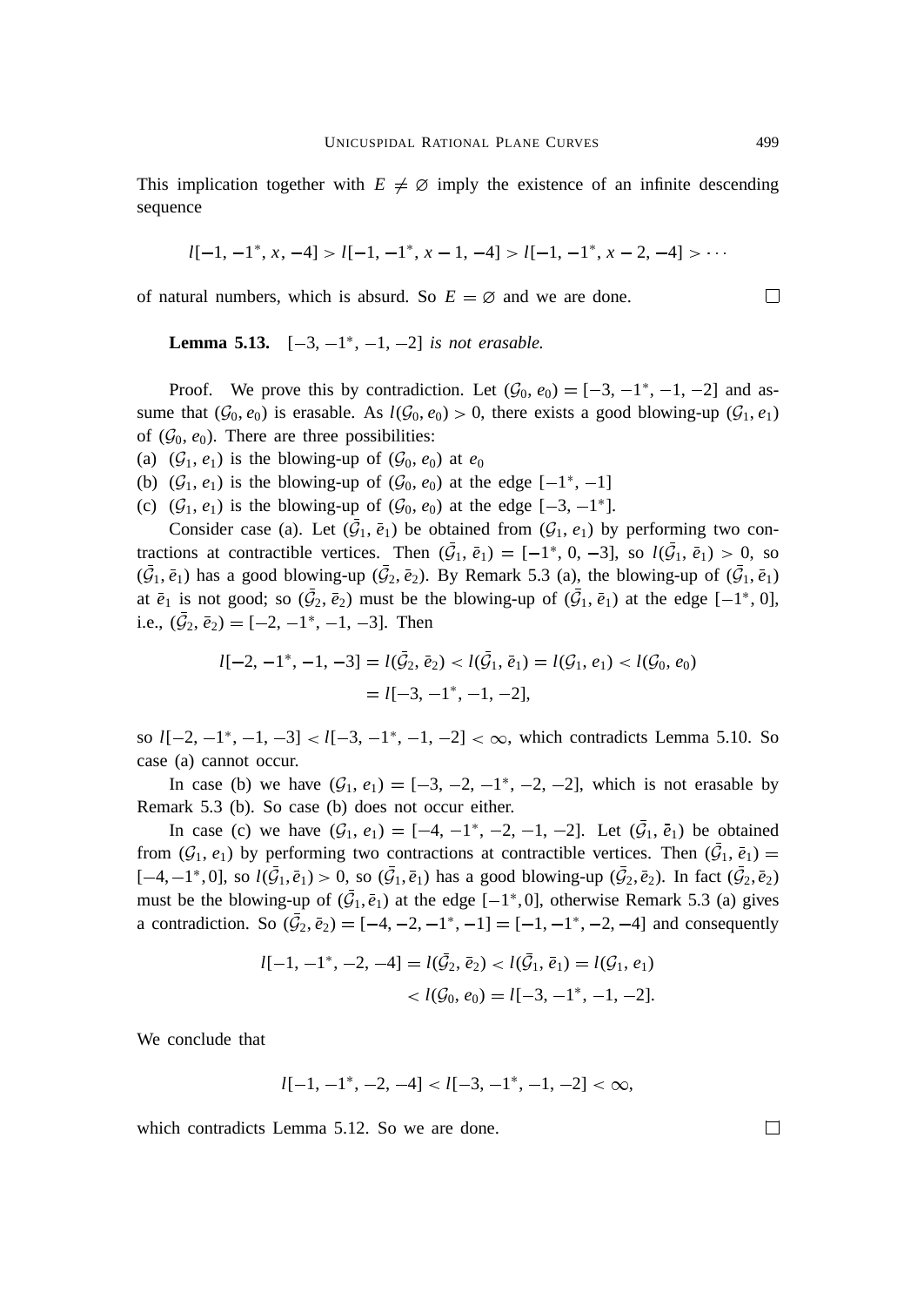This implication together with $E \neq \varnothing$ imply the existence of an infinite descending sequence

$$l[-1, -1^*, x, -4] > l[-1, -1^*, x-1, -4] > l[-1, -1^*, x-2, -4] > \cdots$$

of natural numbers, which is absurd. So $E = \varnothing$ and we are done. □

**Lemma 5.13.** $[-3, -1^*, -1, -2]$ *is not erasable.*

Proof. We prove this by contradiction. Let $(\mathcal{G}_0, e_0) = [-3, -1^*, -1, -2]$ and assume that $(\mathcal{G}_0, e_0)$ is erasable. As $l(\mathcal{G}_0, e_0) > 0$, there exists a good blowing-up $(\mathcal{G}_1, e_1)$ of $(\mathcal{G}_0, e_0)$. There are three possibilities:

(a) $(\mathcal{G}_1, e_1)$ is the blowing-up of $(\mathcal{G}_0, e_0)$ at $e_0$

(b) $(\mathcal{G}_1, e_1)$ is the blowing-up of $(\mathcal{G}_0, e_0)$ at the edge $[-1^*, -1]$

(c) $(\mathcal{G}_1, e_1)$ is the blowing-up of $(\mathcal{G}_0, e_0)$ at the edge $[-3, -1^*]$.

Consider case (a). Let $(\bar{\mathcal{G}}_1, \bar{e}_1)$ be obtained from $(\mathcal{G}_1, e_1)$ by performing two contractions at contractible vertices. Then $(\bar{\mathcal{G}}_1, \bar{e}_1) = [-1^*, 0, -3]$, so $l(\bar{\mathcal{G}}_1, \bar{e}_1) > 0$, so $(\bar{\mathcal{G}}_1, \bar{e}_1)$ has a good blowing-up $(\bar{\mathcal{G}}_2, \bar{e}_2)$. By Remark 5.3 (a), the blowing-up of $(\bar{\mathcal{G}}_1, \bar{e}_1)$ at $\bar{e}_1$ is not good; so $(\bar{\mathcal{G}}_2, \bar{e}_2)$ must be the blowing-up of $(\bar{\mathcal{G}}_1, \bar{e}_1)$ at the edge $[-1^*, 0]$, i.e., $(\bar{\mathcal{G}}_2, \bar{e}_2) = [-2, -1^*, -1, -3]$. Then

$$\begin{aligned} l[-2, -1^*, -1, -3] = l(\bar{\mathcal{G}}_2, \bar{e}_2) &< l(\bar{\mathcal{G}}_1, \bar{e}_1) = l(\mathcal{G}_1, e_1) < l(\mathcal{G}_0, e_0) \\ &= l[-3, -1^*, -1, -2], \end{aligned}$$

so $l[-2, -1^*, -1, -3] < l[-3, -1^*, -1, -2] < \infty$, which contradicts Lemma 5.10. So case (a) cannot occur.

In case (b) we have $(\mathcal{G}_1, e_1) = [-3, -2, -1^*, -2, -2]$, which is not erasable by Remark 5.3 (b). So case (b) does not occur either.

In case (c) we have $(\mathcal{G}_1, e_1) = [-4, -1^*, -2, -1, -2]$. Let $(\bar{\mathcal{G}}_1, \bar{e}_1)$ be obtained from $(\mathcal{G}_1, e_1)$ by performing two contractions at contractible vertices. Then $(\bar{\mathcal{G}}_1, \bar{e}_1) = [-4, -1^*, 0]$, so $l(\bar{\mathcal{G}}_1, \bar{e}_1) > 0$, so $(\bar{\mathcal{G}}_1, \bar{e}_1)$ has a good blowing-up $(\bar{\mathcal{G}}_2, \bar{e}_2)$. In fact $(\bar{\mathcal{G}}_2, \bar{e}_2)$ must be the blowing-up of $(\bar{\mathcal{G}}_1, \bar{e}_1)$ at the edge $[-1^*, 0]$, otherwise Remark 5.3 (a) gives a contradiction. So $(\bar{\mathcal{G}}_2, \bar{e}_2) = [-4, -2, -1^*, -1] = [-1, -1^*, -2, -4]$ and consequently

$$\begin{aligned} l[-1, -1^*, -2, -4] = l(\bar{\mathcal{G}}_2, \bar{e}_2) &< l(\bar{\mathcal{G}}_1, \bar{e}_1) = l(\mathcal{G}_1, e_1) \\ &< l(\mathcal{G}_0, e_0) = l[-3, -1^*, -1, -2]. \end{aligned}$$

We conclude that

$$l[-1, -1^*, -2, -4] < l[-3, -1^*, -1, -2] < \infty,$$

which contradicts Lemma 5.12. So we are done. □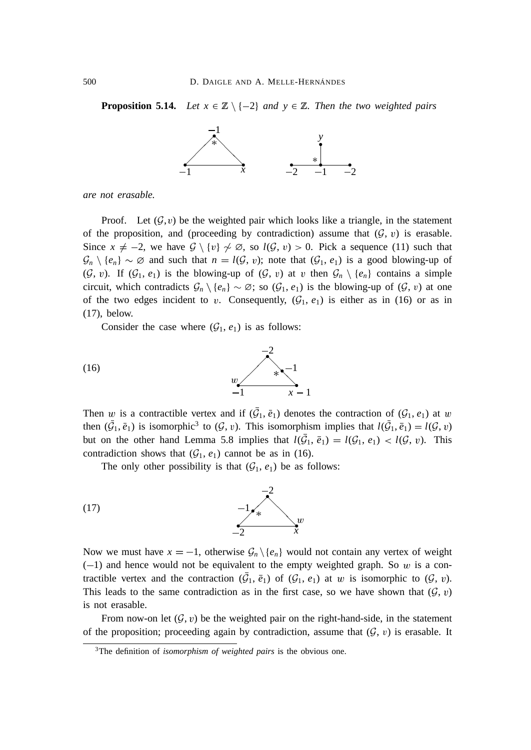**Proposition 5.14.** *Let $x \in \mathbb{Z} \setminus \{-2\}$ and $y \in \mathbb{Z}$. Then the two weighted pairs*

*are not erasable.*

Proof. Let $(\mathcal{G}, v)$ be the weighted pair which looks like a triangle, in the statement of the proposition, and (proceeding by contradiction) assume that $(\mathcal{G}, v)$ is erasable. Since $x \neq -2$, we have $\mathcal{G} \setminus \{v\} \not\sim \varnothing$, so $l(\mathcal{G}, v) > 0$. Pick a sequence (11) such that $\mathcal{G}_n \setminus \{e_n\} \sim \varnothing$ and such that $n = l(\mathcal{G}, v)$; note that $(\mathcal{G}_1, e_1)$ is a good blowing-up of $(\mathcal{G}, v)$. If $(\mathcal{G}_1, e_1)$ is the blowing-up of $(\mathcal{G}, v)$ at $v$ then $\mathcal{G}_n \setminus \{e_n\}$ contains a simple circuit, which contradicts $\mathcal{G}_n \setminus \{e_n\} \sim \varnothing$; so $(\mathcal{G}_1, e_1)$ is the blowing-up of $(\mathcal{G}, v)$ at one of the two edges incident to $v$. Consequently, $(\mathcal{G}_1, e_1)$ is either as in (16) or as in (17), below.

Consider the case where $(\mathcal{G}_1, e_1)$ is as follows:

(16)

Then $w$ is a contractible vertex and if $(\bar{\mathcal{G}}_1, \bar{e}_1)$ denotes the contraction of $(\mathcal{G}_1, e_1)$ at $w$ then $(\bar{\mathcal{G}}_1, \bar{e}_1)$ is isomorphic[3] to $(\mathcal{G}, v)$. This isomorphism implies that $l(\bar{\mathcal{G}}_1, \bar{e}_1) = l(\mathcal{G}, v)$ but on the other hand Lemma 5.8 implies that $l(\bar{\mathcal{G}}_1, \bar{e}_1) = l(\mathcal{G}_1, e_1) < l(\mathcal{G}, v)$. This contradiction shows that $(\mathcal{G}_1, e_1)$ cannot be as in (16).

The only other possibility is that $(\mathcal{G}_1, e_1)$ be as follows:

(17)

Now we must have $x = -1$, otherwise $\mathcal{G}_n \setminus \{e_n\}$ would not contain any vertex of weight $(-1)$ and hence would not be equivalent to the empty weighted graph. So $w$ is a contractible vertex and the contraction $(\bar{\mathcal{G}}_1, \bar{e}_1)$ of $(\mathcal{G}_1, e_1)$ at $w$ is isomorphic to $(\mathcal{G}, v)$. This leads to the same contradiction as in the first case, so we have shown that $(\mathcal{G}, v)$ is not erasable.

From now-on let $(\mathcal{G}, v)$ be the weighted pair on the right-hand-side, in the statement of the proposition; proceeding again by contradiction, assume that $(\mathcal{G}, v)$ is erasable. It

[3] The definition of *isomorphism of weighted pairs* is the obvious one.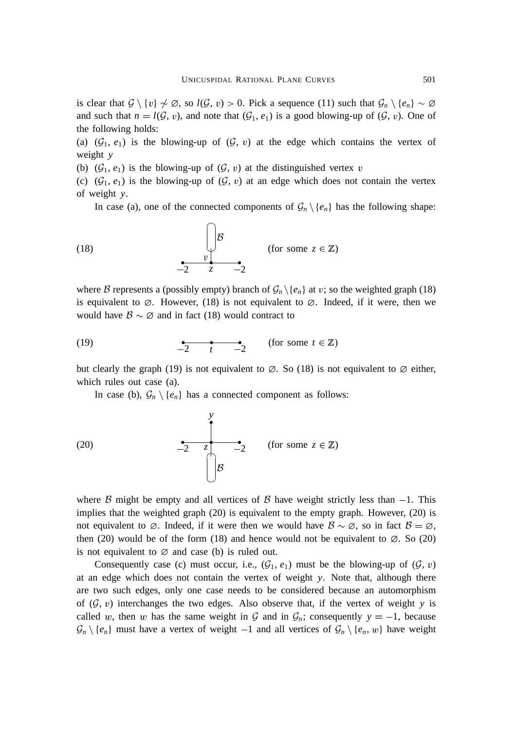is clear that $\mathcal{G} \setminus \{v\} \not\sim \varnothing$, so $l(\mathcal{G}, v) > 0$. Pick a sequence (11) such that $\mathcal{G}_n \setminus \{e_n\} \sim \varnothing$ and such that $n = l(\mathcal{G}, v)$, and note that $(\mathcal{G}_1, e_1)$ is a good blowing-up of $(\mathcal{G}, v)$. One of the following holds:

(a) $(\mathcal{G}_1, e_1)$ is the blowing-up of $(\mathcal{G}, v)$ at the edge which contains the vertex of weight $y$

(b) $(\mathcal{G}_1, e_1)$ is the blowing-up of $(\mathcal{G}, v)$ at the distinguished vertex $v$

(c) $(\mathcal{G}_1, e_1)$ is the blowing-up of $(\mathcal{G}, v)$ at an edge which does not contain the vertex of weight $y$.

In case (a), one of the connected components of $\mathcal{G}_n \setminus \{e_n\}$ has the following shape:

(18) [graph: a linear chain with vertices of weights $-2$, $z$, $-2$; the middle vertex $v$ (weight $z$) carries a branch $\mathcal{B}$] (for some $z \in \mathbb{Z}$)

where $\mathcal{B}$ represents a (possibly empty) branch of $\mathcal{G}_n \setminus \{e_n\}$ at $v$; so the weighted graph (18) is equivalent to $\varnothing$. However, (18) is not equivalent to $\varnothing$. Indeed, if it were, then we would have $\mathcal{B} \sim \varnothing$ and in fact (18) would contract to

(19) [graph: a linear chain with vertices of weights $-2$, $t$, $-2$] (for some $t \in \mathbb{Z}$)

but clearly the graph (19) is not equivalent to $\varnothing$. So (18) is not equivalent to $\varnothing$ either, which rules out case (a).

In case (b), $\mathcal{G}_n \setminus \{e_n\}$ has a connected component as follows:

(20) [graph: a central vertex of weight $z$ joined to vertices of weights $-2$, $-2$, $y$, and carrying a branch $\mathcal{B}$] (for some $z \in \mathbb{Z}$)

where $\mathcal{B}$ might be empty and all vertices of $\mathcal{B}$ have weight strictly less than $-1$. This implies that the weighted graph (20) is equivalent to the empty graph. However, (20) is not equivalent to $\varnothing$. Indeed, if it were then we would have $\mathcal{B} \sim \varnothing$, so in fact $\mathcal{B} = \varnothing$, then (20) would be of the form (18) and hence would not be equivalent to $\varnothing$. So (20) is not equivalent to $\varnothing$ and case (b) is ruled out.

Consequently case (c) must occur, i.e., $(\mathcal{G}_1, e_1)$ must be the blowing-up of $(\mathcal{G}, v)$ at an edge which does not contain the vertex of weight $y$. Note that, although there are two such edges, only one case needs to be considered because an automorphism of $(\mathcal{G}, v)$ interchanges the two edges. Also observe that, if the vertex of weight $y$ is called $w$, then $w$ has the same weight in $\mathcal{G}$ and in $\mathcal{G}_n$; consequently $y = -1$, because $\mathcal{G}_n \setminus \{e_n\}$ must have a vertex of weight $-1$ and all vertices of $\mathcal{G}_n \setminus \{e_n, w\}$ have weight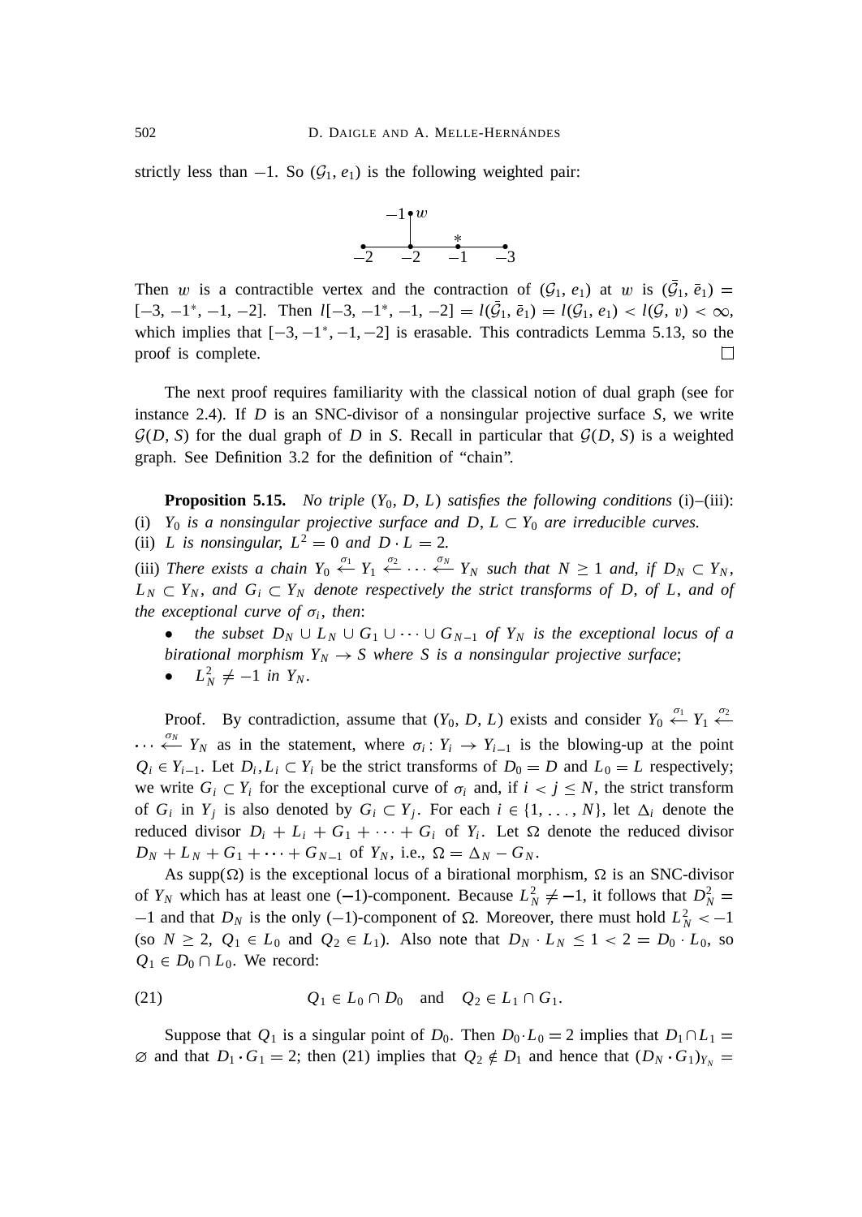strictly less than $-1$. So $(\mathcal{G}_1, e_1)$ is the following weighted pair:

$$
\begin{array}{cccc}
 & -1 \bullet w & & \\
 & | & * & \\
\bullet & \bullet & \bullet & \bullet \\
-2 & -2 & -1 & -3
\end{array}
$$

Then $w$ is a contractible vertex and the contraction of $(\mathcal{G}_1, e_1)$ at $w$ is $(\bar{\mathcal{G}}_1, \bar{e}_1) = [-3, -1^*, -1, -2]$. Then $l[-3, -1^*, -1, -2] = l(\bar{\mathcal{G}}_1, \bar{e}_1) = l(\mathcal{G}_1, e_1) < l(\mathcal{G}, v) < \infty$, which implies that $[-3, -1^*, -1, -2]$ is erasable. This contradicts Lemma 5.13, so the proof is complete. $\square$

The next proof requires familiarity with the classical notion of dual graph (see for instance 2.4). If $D$ is an SNC-divisor of a nonsingular projective surface $S$, we write $\mathcal{G}(D, S)$ for the dual graph of $D$ in $S$. Recall in particular that $\mathcal{G}(D, S)$ is a weighted graph. See Definition 3.2 for the definition of "chain".

**Proposition 5.15.** *No triple* $(Y_0, D, L)$ *satisfies the following conditions* (i)–(iii):

(i) $Y_0$ *is a nonsingular projective surface and* $D, L \subset Y_0$ *are irreducible curves.*

(ii) $L$ *is nonsingular,* $L^2 = 0$ *and* $D \cdot L = 2$.

(iii) *There exists a chain* $Y_0 \overset{\sigma_1}{\longleftarrow} Y_1 \overset{\sigma_2}{\longleftarrow} \cdots \overset{\sigma_N}{\longleftarrow} Y_N$ *such that* $N \geq 1$ *and, if* $D_N \subset Y_N$, $L_N \subset Y_N$, *and* $G_i \subset Y_N$ *denote respectively the strict transforms of* $D$, *of* $L$, *and of the exceptional curve of* $\sigma_i$, *then*:

- *the subset* $D_N \cup L_N \cup G_1 \cup \cdots \cup G_{N-1}$ *of* $Y_N$ *is the exceptional locus of a birational morphism* $Y_N \to S$ *where* $S$ *is a nonsingular projective surface*;
- $L_N^2 \neq -1$ *in* $Y_N$.

*Proof.* By contradiction, assume that $(Y_0, D, L)$ exists and consider $Y_0 \overset{\sigma_1}{\longleftarrow} Y_1 \overset{\sigma_2}{\longleftarrow} \cdots \overset{\sigma_N}{\longleftarrow} Y_N$ as in the statement, where $\sigma_i : Y_i \to Y_{i-1}$ is the blowing-up at the point $Q_i \in Y_{i-1}$. Let $D_i, L_i \subset Y_i$ be the strict transforms of $D_0 = D$ and $L_0 = L$ respectively; we write $G_i \subset Y_i$ for the exceptional curve of $\sigma_i$ and, if $i < j \leq N$, the strict transform of $G_i$ in $Y_j$ is also denoted by $G_i \subset Y_j$. For each $i \in \{1, \ldots, N\}$, let $\Delta_i$ denote the reduced divisor $D_i + L_i + G_1 + \cdots + G_i$ of $Y_i$. Let $\Omega$ denote the reduced divisor $D_N + L_N + G_1 + \cdots + G_{N-1}$ of $Y_N$, i.e., $\Omega = \Delta_N - G_N$.

As $\text{supp}(\Omega)$ is the exceptional locus of a birational morphism, $\Omega$ is an SNC-divisor of $Y_N$ which has at least one $(-1)$-component. Because $L_N^2 \neq -1$, it follows that $D_N^2 = -1$ and that $D_N$ is the only $(-1)$-component of $\Omega$. Moreover, there must hold $L_N^2 < -1$ (so $N \geq 2$, $Q_1 \in L_0$ and $Q_2 \in L_1$). Also note that $D_N \cdot L_N \leq 1 < 2 = D_0 \cdot L_0$, so $Q_1 \in D_0 \cap L_0$. We record:

$$
Q_1 \in L_0 \cap D_0 \quad \text{and} \quad Q_2 \in L_1 \cap G_1. \tag{21}
$$

Suppose that $Q_1$ is a singular point of $D_0$. Then $D_0 \cdot L_0 = 2$ implies that $D_1 \cap L_1 = \varnothing$ and that $D_1 \cdot G_1 = 2$; then (21) implies that $Q_2 \notin D_1$ and hence that $(D_N \cdot G_1)_{Y_N} =$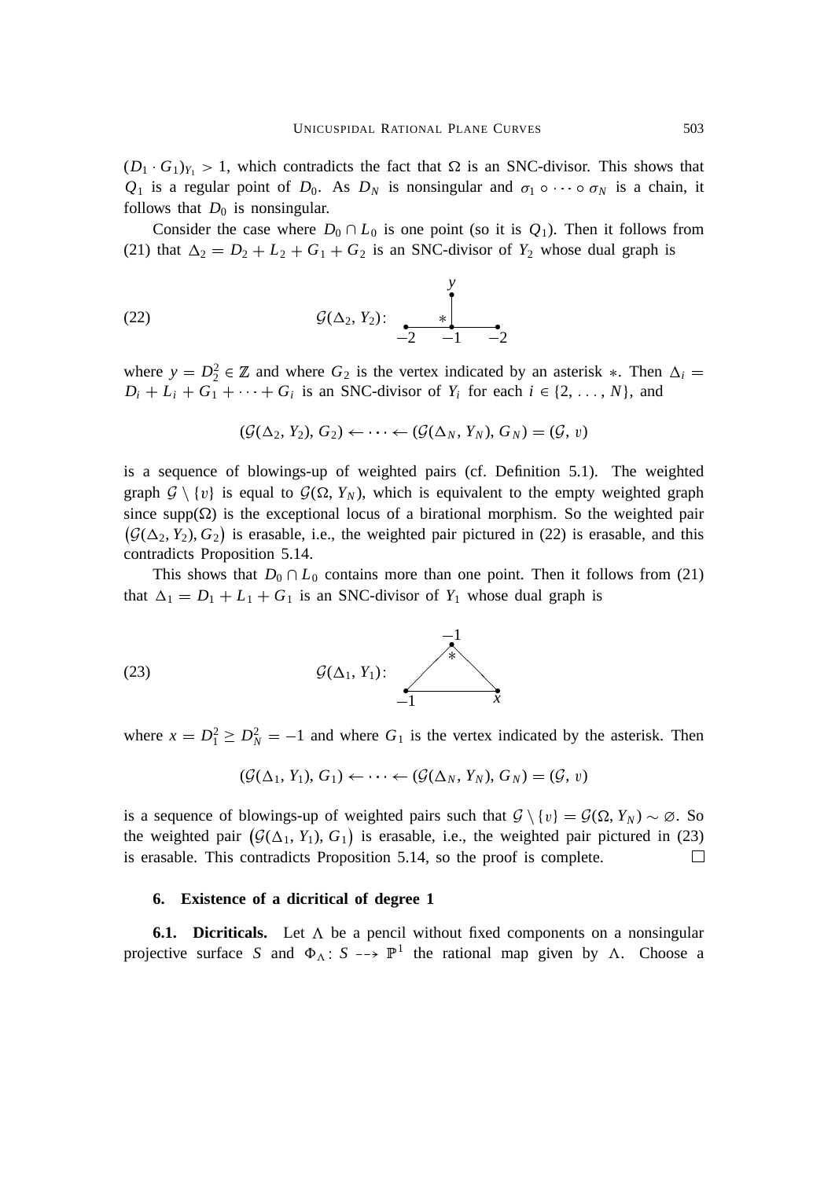$(D_1 \cdot G_1)_{Y_1} > 1$, which contradicts the fact that $\Omega$ is an SNC-divisor. This shows that $Q_1$ is a regular point of $D_0$. As $D_N$ is nonsingular and $\sigma_1 \circ \cdots \circ \sigma_N$ is a chain, it follows that $D_0$ is nonsingular.

Consider the case where $D_0 \cap L_0$ is one point (so it is $Q_1$). Then it follows from (21) that $\Delta_2 = D_2 + L_2 + G_1 + G_2$ is an SNC-divisor of $Y_2$ whose dual graph is

(22) $\mathcal{G}(\Delta_2, Y_2)$: [graph: a chain of three vertices with weights $-2$, $-1$ (marked $*$), $-2$, and a vertex of weight $y$ attached to the middle vertex]

where $y = D_2^2 \in \mathbb{Z}$ and where $G_2$ is the vertex indicated by an asterisk $*$. Then $\Delta_i = D_i + L_i + G_1 + \cdots + G_i$ is an SNC-divisor of $Y_i$ for each $i \in \{2, \ldots, N\}$, and

$$(\mathcal{G}(\Delta_2, Y_2), G_2) \leftarrow \cdots \leftarrow (\mathcal{G}(\Delta_N, Y_N), G_N) = (\mathcal{G}, v)$$

is a sequence of blowings-up of weighted pairs (cf. Definition 5.1). The weighted graph $\mathcal{G} \setminus \{v\}$ is equal to $\mathcal{G}(\Omega, Y_N)$, which is equivalent to the empty weighted graph since $\operatorname{supp}(\Omega)$ is the exceptional locus of a birational morphism. So the weighted pair $(\mathcal{G}(\Delta_2, Y_2), G_2)$ is erasable, i.e., the weighted pair pictured in (22) is erasable, and this contradicts Proposition 5.14.

This shows that $D_0 \cap L_0$ contains more than one point. Then it follows from (21) that $\Delta_1 = D_1 + L_1 + G_1$ is an SNC-divisor of $Y_1$ whose dual graph is

(23) $\mathcal{G}(\Delta_1, Y_1)$: [graph: a triangle with vertices of weights $-1$ (marked $*$), $-1$, and $x$]

where $x = D_1^2 \geq D_N^2 = -1$ and where $G_1$ is the vertex indicated by the asterisk. Then

$$(\mathcal{G}(\Delta_1, Y_1), G_1) \leftarrow \cdots \leftarrow (\mathcal{G}(\Delta_N, Y_N), G_N) = (\mathcal{G}, v)$$

is a sequence of blowings-up of weighted pairs such that $\mathcal{G} \setminus \{v\} = \mathcal{G}(\Omega, Y_N) \sim \varnothing$. So the weighted pair $(\mathcal{G}(\Delta_1, Y_1), G_1)$ is erasable, i.e., the weighted pair pictured in (23) is erasable. This contradicts Proposition 5.14, so the proof is complete. □

## 6. Existence of a dicritical of degree 1

**6.1. Dicriticals.** Let $\Lambda$ be a pencil without fixed components on a nonsingular projective surface $S$ and $\Phi_\Lambda : S \dashrightarrow \mathbb{P}^1$ the rational map given by $\Lambda$. Choose a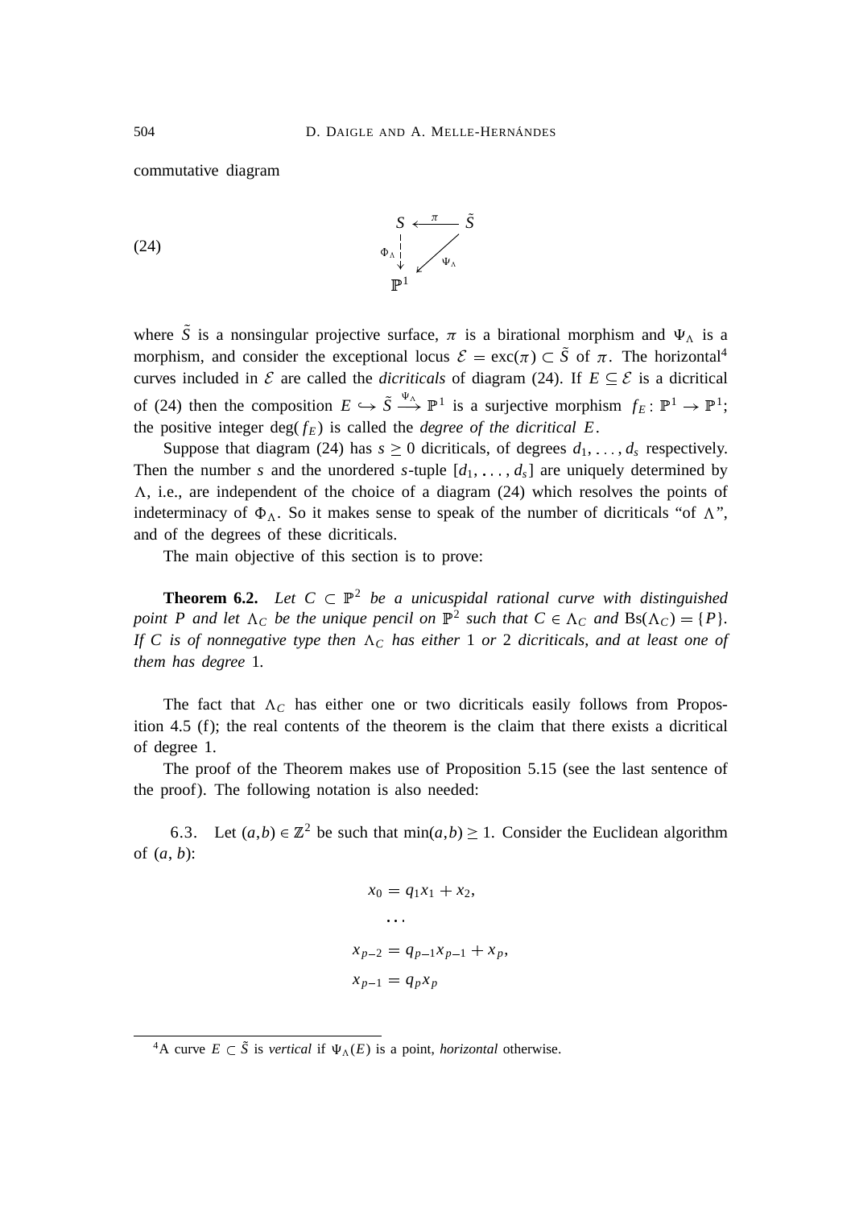commutative diagram

$$
\begin{array}{ccc}
S & \xleftarrow{\pi} & \tilde{S} \\
{\scriptstyle \Phi_\Lambda} \downarrow & \swarrow {\scriptstyle \Psi_\Lambda} & \\
\mathbb{P}^1 & &
\end{array}
\tag{24}
$$

where $\tilde{S}$ is a nonsingular projective surface, $\pi$ is a birational morphism and $\Psi_\Lambda$ is a morphism, and consider the exceptional locus $\mathcal{E} = \operatorname{exc}(\pi) \subset \tilde{S}$ of $\pi$. The horizontal[4] curves included in $\mathcal{E}$ are called the *dicriticals* of diagram (24). If $E \subseteq \mathcal{E}$ is a dicritical of (24) then the composition $E \hookrightarrow \tilde{S} \xrightarrow{\Psi_\Lambda} \mathbb{P}^1$ is a surjective morphism $f_E \colon \mathbb{P}^1 \to \mathbb{P}^1$; the positive integer $\deg(f_E)$ is called the *degree of the dicritical* $E$.

Suppose that diagram (24) has $s \geq 0$ dicriticals, of degrees $d_1, \dots, d_s$ respectively. Then the number $s$ and the unordered $s$-tuple $[d_1, \dots, d_s]$ are uniquely determined by $\Lambda$, i.e., are independent of the choice of a diagram (24) which resolves the points of indeterminacy of $\Phi_\Lambda$. So it makes sense to speak of the number of dicriticals "of $\Lambda$", and of the degrees of these dicriticals.

The main objective of this section is to prove:

**Theorem 6.2.** *Let $C \subset \mathbb{P}^2$ be a unicuspidal rational curve with distinguished point $P$ and let $\Lambda_C$ be the unique pencil on $\mathbb{P}^2$ such that $C \in \Lambda_C$ and $\operatorname{Bs}(\Lambda_C) = \{P\}$. If $C$ is of nonnegative type then $\Lambda_C$ has either* 1 *or* 2 *dicriticals, and at least one of them has degree* 1*.*

The fact that $\Lambda_C$ has either one or two dicriticals easily follows from Proposition 4.5 (f); the real contents of the theorem is the claim that there exists a dicritical of degree 1.

The proof of the Theorem makes use of Proposition 5.15 (see the last sentence of the proof). The following notation is also needed:

6.3. Let $(a,b) \in \mathbb{Z}^2$ be such that $\min(a,b) \geq 1$. Consider the Euclidean algorithm of $(a, b)$:

$$
\begin{aligned}
x_0 &= q_1 x_1 + x_2, \\
&\dots \\
x_{p-2} &= q_{p-1} x_{p-1} + x_p, \\
x_{p-1} &= q_p x_p
\end{aligned}
$$

---

[4] A curve $E \subset \tilde{S}$ is *vertical* if $\Psi_\Lambda(E)$ is a point, *horizontal* otherwise.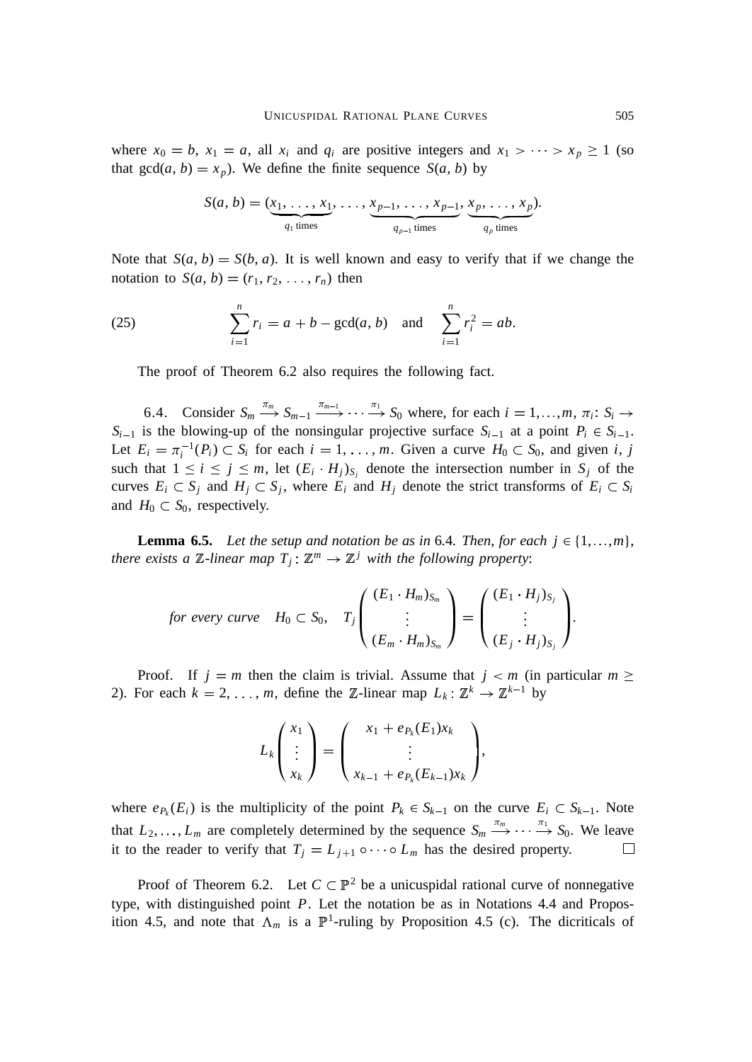where $x_0 = b$, $x_1 = a$, all $x_i$ and $q_i$ are positive integers and $x_1 > \cdots > x_p \geq 1$ (so that $\gcd(a, b) = x_p$). We define the finite sequence $S(a, b)$ by

$$S(a,b) = (\underbrace{x_1, \dots, x_1}_{q_1 \text{ times}}, \dots, \underbrace{x_{p-1}, \dots, x_{p-1}}_{q_{p-1} \text{ times}}, \underbrace{x_p, \dots, x_p}_{q_p \text{ times}}).$$

Note that $S(a, b) = S(b, a)$. It is well known and easy to verify that if we change the notation to $S(a, b) = (r_1, r_2, \dots, r_n)$ then

$$\sum_{i=1}^{n} r_i = a + b - \gcd(a, b) \quad \text{and} \quad \sum_{i=1}^{n} r_i^2 = ab. \tag{25}$$

The proof of Theorem 6.2 also requires the following fact.

6.4. Consider $S_m \xrightarrow{\pi_m} S_{m-1} \xrightarrow{\pi_{m-1}} \cdots \xrightarrow{\pi_1} S_0$ where, for each $i = 1, \dots, m$, $\pi_i \colon S_i \to S_{i-1}$ is the blowing-up of the nonsingular projective surface $S_{i-1}$ at a point $P_i \in S_{i-1}$. Let $E_i = \pi_i^{-1}(P_i) \subset S_i$ for each $i = 1, \dots, m$. Given a curve $H_0 \subset S_0$, and given $i$, $j$ such that $1 \leq i \leq j \leq m$, let $(E_i \cdot H_j)_{S_j}$ denote the intersection number in $S_j$ of the curves $E_i \subset S_j$ and $H_j \subset S_j$, where $E_i$ and $H_j$ denote the strict transforms of $E_i \subset S_i$ and $H_0 \subset S_0$, respectively.

**Lemma 6.5.** *Let the setup and notation be as in* 6.4*. Then, for each $j \in \{1, \dots, m\}$, there exists a $\mathbb{Z}$-linear map $T_j \colon \mathbb{Z}^m \to \mathbb{Z}^j$ with the following property*:

$$\text{for every curve} \quad H_0 \subset S_0, \quad T_j \begin{pmatrix} (E_1 \cdot H_m)_{S_m} \\ \vdots \\ (E_m \cdot H_m)_{S_m} \end{pmatrix} = \begin{pmatrix} (E_1 \cdot H_j)_{S_j} \\ \vdots \\ (E_j \cdot H_j)_{S_j} \end{pmatrix}.$$

Proof. If $j = m$ then the claim is trivial. Assume that $j < m$ (in particular $m \geq 2$). For each $k = 2, \dots, m$, define the $\mathbb{Z}$-linear map $L_k \colon \mathbb{Z}^k \to \mathbb{Z}^{k-1}$ by

$$L_k \begin{pmatrix} x_1 \\ \vdots \\ x_k \end{pmatrix} = \begin{pmatrix} x_1 + e_{P_k}(E_1) x_k \\ \vdots \\ x_{k-1} + e_{P_k}(E_{k-1}) x_k \end{pmatrix},$$

where $e_{P_k}(E_i)$ is the multiplicity of the point $P_k \in S_{k-1}$ on the curve $E_i \subset S_{k-1}$. Note that $L_2, \dots, L_m$ are completely determined by the sequence $S_m \xrightarrow{\pi_m} \cdots \xrightarrow{\pi_1} S_0$. We leave it to the reader to verify that $T_j = L_{j+1} \circ \cdots \circ L_m$ has the desired property. $\square$

Proof of Theorem 6.2. Let $C \subset \mathbb{P}^2$ be a unicuspidal rational curve of nonnegative type, with distinguished point $P$. Let the notation be as in Notations 4.4 and Proposition 4.5, and note that $\Lambda_m$ is a $\mathbb{P}^1$-ruling by Proposition 4.5 (c). The dicriticals of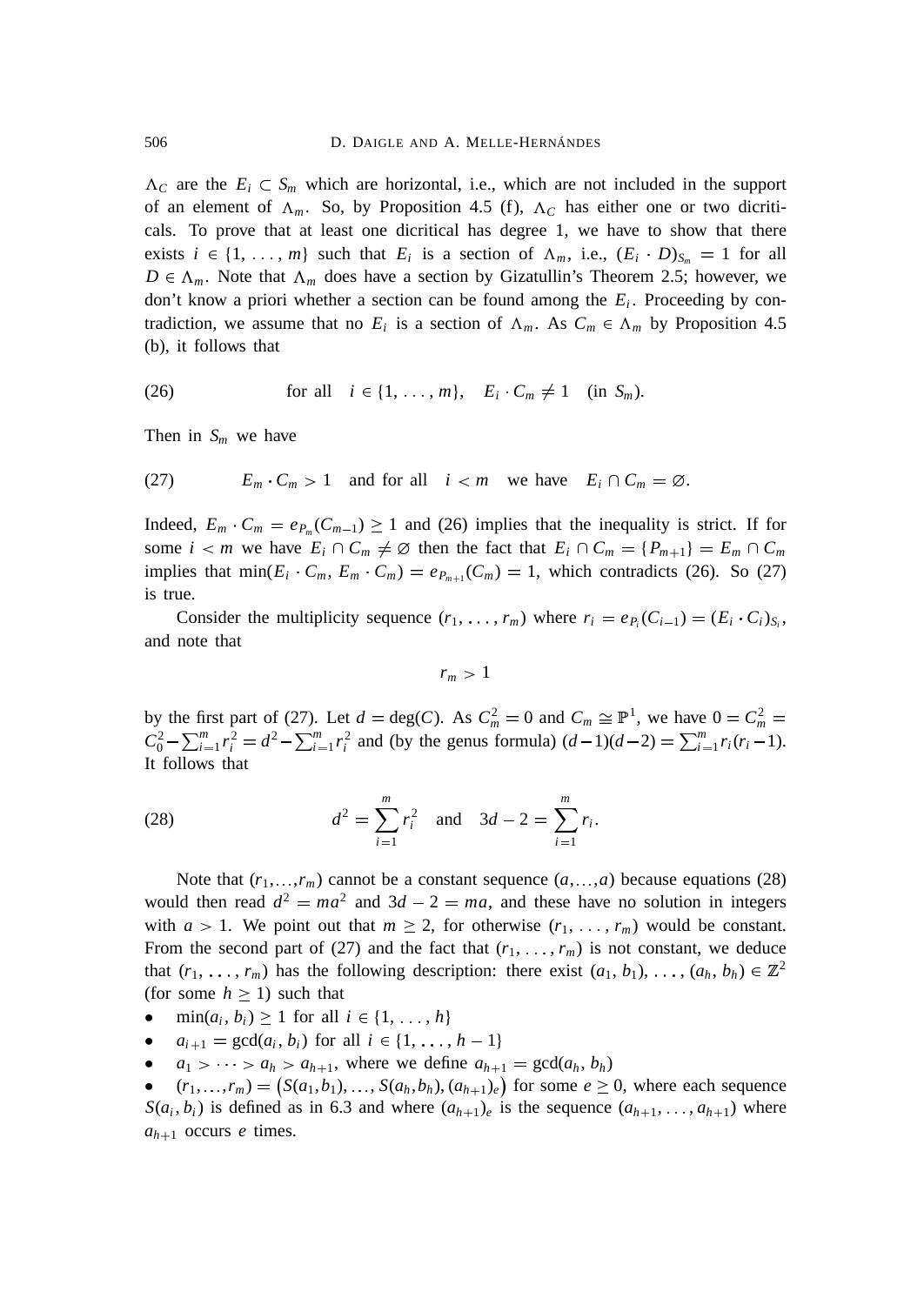$\Lambda_C$ are the $E_i \subset S_m$ which are horizontal, i.e., which are not included in the support of an element of $\Lambda_m$. So, by Proposition 4.5 (f), $\Lambda_C$ has either one or two dicriticals. To prove that at least one dicritical has degree 1, we have to show that there exists $i \in \{1, \dots, m\}$ such that $E_i$ is a section of $\Lambda_m$, i.e., $(E_i \cdot D)_{S_m} = 1$ for all $D \in \Lambda_m$. Note that $\Lambda_m$ does have a section by Gizatullin's Theorem 2.5; however, we don't know a priori whether a section can be found among the $E_i$. Proceeding by contradiction, we assume that no $E_i$ is a section of $\Lambda_m$. As $C_m \in \Lambda_m$ by Proposition 4.5 (b), it follows that

$$\text{for all} \quad i \in \{1, \dots, m\}, \quad E_i \cdot C_m \neq 1 \quad (\text{in } S_m). \tag{26}$$

Then in $S_m$ we have

$$E_m \cdot C_m > 1 \quad \text{and for all} \quad i < m \quad \text{we have} \quad E_i \cap C_m = \varnothing. \tag{27}$$

Indeed, $E_m \cdot C_m = e_{P_m}(C_{m-1}) \geq 1$ and (26) implies that the inequality is strict. If for some $i < m$ we have $E_i \cap C_m \neq \varnothing$ then the fact that $E_i \cap C_m = \{P_{m+1}\} = E_m \cap C_m$ implies that $\min(E_i \cdot C_m, E_m \cdot C_m) = e_{P_{m+1}}(C_m) = 1$, which contradicts (26). So (27) is true.

Consider the multiplicity sequence $(r_1, \dots, r_m)$ where $r_i = e_{P_i}(C_{i-1}) = (E_i \cdot C_i)_{S_i}$, and note that

$$r_m > 1$$

by the first part of (27). Let $d = \deg(C)$. As $C_m^2 = 0$ and $C_m \cong \mathbb{P}^1$, we have $0 = C_m^2 = C_0^2 - \sum_{i=1}^m r_i^2 = d^2 - \sum_{i=1}^m r_i^2$ and (by the genus formula) $(d-1)(d-2) = \sum_{i=1}^m r_i(r_i - 1)$. It follows that

$$d^2 = \sum_{i=1}^m r_i^2 \quad \text{and} \quad 3d - 2 = \sum_{i=1}^m r_i. \tag{28}$$

Note that $(r_1,\dots,r_m)$ cannot be a constant sequence $(a,\dots,a)$ because equations (28) would then read $d^2 = ma^2$ and $3d - 2 = ma$, and these have no solution in integers with $a > 1$. We point out that $m \geq 2$, for otherwise $(r_1, \dots, r_m)$ would be constant. From the second part of (27) and the fact that $(r_1, \dots, r_m)$ is not constant, we deduce that $(r_1, \dots, r_m)$ has the following description: there exist $(a_1, b_1), \dots, (a_h, b_h) \in \mathbb{Z}^2$ (for some $h \geq 1$) such that

- $\min(a_i, b_i) \geq 1$ for all $i \in \{1, \dots, h\}$
- $a_{i+1} = \gcd(a_i, b_i)$ for all $i \in \{1, \dots, h-1\}$
- $a_1 > \cdots > a_h > a_{h+1}$, where we define $a_{h+1} = \gcd(a_h, b_h)$
- $(r_1,\dots,r_m) = \big(S(a_1,b_1), \dots, S(a_h,b_h), (a_{h+1})_e\big)$ for some $e \geq 0$, where each sequence $S(a_i, b_i)$ is defined as in 6.3 and where $(a_{h+1})_e$ is the sequence $(a_{h+1}, \dots, a_{h+1})$ where $a_{h+1}$ occurs $e$ times.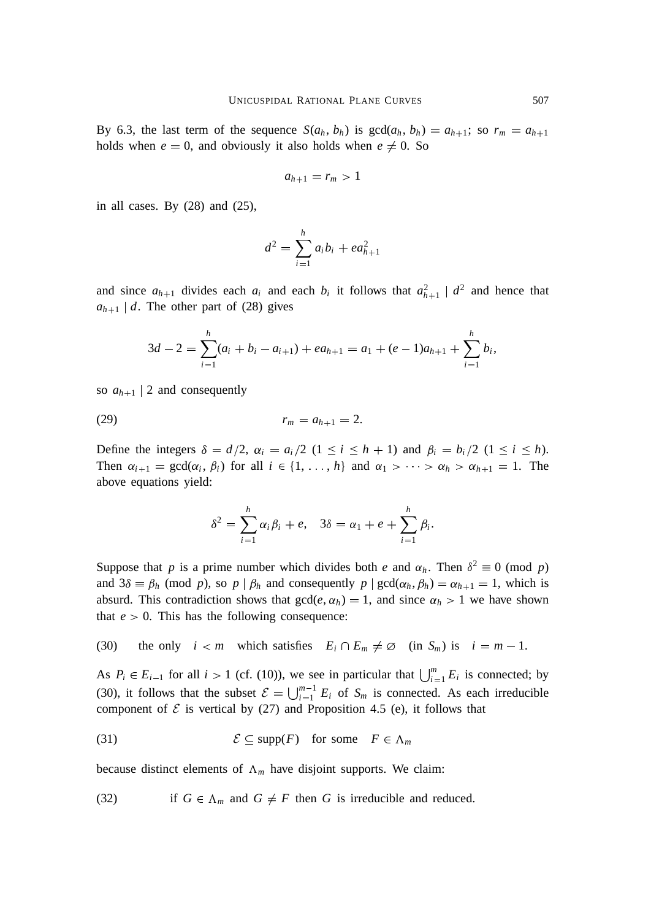By 6.3, the last term of the sequence $S(a_h, b_h)$ is $\gcd(a_h, b_h) = a_{h+1}$; so $r_m = a_{h+1}$ holds when $e = 0$, and obviously it also holds when $e \neq 0$. So

$$a_{h+1} = r_m > 1$$

in all cases. By (28) and (25),

$$d^2 = \sum_{i=1}^{h} a_i b_i + e a_{h+1}^2$$

and since $a_{h+1}$ divides each $a_i$ and each $b_i$ it follows that $a_{h+1}^2 \mid d^2$ and hence that $a_{h+1} \mid d$. The other part of (28) gives

$$3d - 2 = \sum_{i=1}^{h} (a_i + b_i - a_{i+1}) + e a_{h+1} = a_1 + (e-1)a_{h+1} + \sum_{i=1}^{h} b_i,$$

so $a_{h+1} \mid 2$ and consequently

$$r_m = a_{h+1} = 2. \tag{29}$$

Define the integers $\delta = d/2$, $\alpha_i = a_i/2$ $(1 \leq i \leq h+1)$ and $\beta_i = b_i/2$ $(1 \leq i \leq h)$. Then $\alpha_{i+1} = \gcd(\alpha_i, \beta_i)$ for all $i \in \{1, \ldots, h\}$ and $\alpha_1 > \cdots > \alpha_h > \alpha_{h+1} = 1$. The above equations yield:

$$\delta^2 = \sum_{i=1}^{h} \alpha_i \beta_i + e, \quad 3\delta = \alpha_1 + e + \sum_{i=1}^{h} \beta_i.$$

Suppose that $p$ is a prime number which divides both $e$ and $\alpha_h$. Then $\delta^2 \equiv 0 \pmod{p}$ and $3\delta \equiv \beta_h \pmod{p}$, so $p \mid \beta_h$ and consequently $p \mid \gcd(\alpha_h, \beta_h) = \alpha_{h+1} = 1$, which is absurd. This contradiction shows that $\gcd(e, \alpha_h) = 1$, and since $\alpha_h > 1$ we have shown that $e > 0$. This has the following consequence:

(30) the only $i < m$ which satisfies $E_i \cap E_m \neq \varnothing$ (in $S_m$) is $i = m - 1$.

As $P_i \in E_{i-1}$ for all $i > 1$ (cf. (10)), we see in particular that $\bigcup_{i=1}^{m} E_i$ is connected; by (30), it follows that the subset $\mathcal{E} = \bigcup_{i=1}^{m-1} E_i$ of $S_m$ is connected. As each irreducible component of $\mathcal{E}$ is vertical by (27) and Proposition 4.5 (e), it follows that

$$\mathcal{E} \subseteq \operatorname{supp}(F) \quad \text{for some} \quad F \in \Lambda_m \tag{31}$$

because distinct elements of $\Lambda_m$ have disjoint supports. We claim:

(32) if $G \in \Lambda_m$ and $G \neq F$ then $G$ is irreducible and reduced.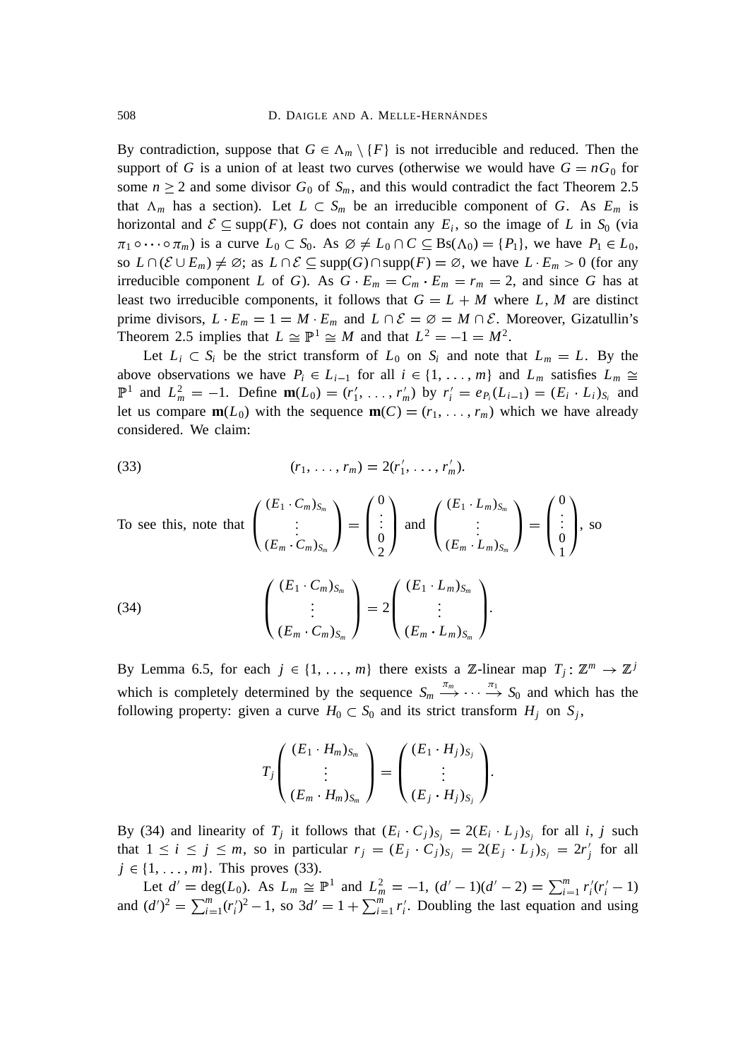By contradiction, suppose that $G \in \Lambda_m \setminus \{F\}$ is not irreducible and reduced. Then the support of $G$ is a union of at least two curves (otherwise we would have $G = nG_0$ for some $n \geq 2$ and some divisor $G_0$ of $S_m$, and this would contradict the fact Theorem 2.5 that $\Lambda_m$ has a section). Let $L \subset S_m$ be an irreducible component of $G$. As $E_m$ is horizontal and $\mathcal{E} \subseteq \operatorname{supp}(F)$, $G$ does not contain any $E_i$, so the image of $L$ in $S_0$ (via $\pi_1 \circ \cdots \circ \pi_m$) is a curve $L_0 \subset S_0$. As $\varnothing \neq L_0 \cap C \subseteq \operatorname{Bs}(\Lambda_0) = \{P_1\}$, we have $P_1 \in L_0$, so $L \cap (\mathcal{E} \cup E_m) \neq \varnothing$; as $L \cap \mathcal{E} \subseteq \operatorname{supp}(G) \cap \operatorname{supp}(F) = \varnothing$, we have $L \cdot E_m > 0$ (for any irreducible component $L$ of $G$). As $G \cdot E_m = C_m \cdot E_m = r_m = 2$, and since $G$ has at least two irreducible components, it follows that $G = L + M$ where $L$, $M$ are distinct prime divisors, $L \cdot E_m = 1 = M \cdot E_m$ and $L \cap \mathcal{E} = \varnothing = M \cap \mathcal{E}$. Moreover, Gizatullin's Theorem 2.5 implies that $L \cong \mathbb{P}^1 \cong M$ and that $L^2 = -1 = M^2$.

Let $L_i \subset S_i$ be the strict transform of $L_0$ on $S_i$ and note that $L_m = L$. By the above observations we have $P_i \in L_{i-1}$ for all $i \in \{1, \dots, m\}$ and $L_m$ satisfies $L_m \cong \mathbb{P}^1$ and $L_m^2 = -1$. Define $\mathbf{m}(L_0) = (r_1', \dots, r_m')$ by $r_i' = e_{P_i}(L_{i-1}) = (E_i \cdot L_i)_{S_i}$ and let us compare $\mathbf{m}(L_0)$ with the sequence $\mathbf{m}(C) = (r_1, \dots, r_m)$ which we have already considered. We claim:

$$(r_1, \dots, r_m) = 2(r_1', \dots, r_m'). \tag{33}$$

To see this, note that $\begin{pmatrix} (E_1 \cdot C_m)_{S_m} \\ \vdots \\ (E_m \cdot C_m)_{S_m} \end{pmatrix} = \begin{pmatrix} 0 \\ \vdots \\ 0 \\ 2 \end{pmatrix}$ and $\begin{pmatrix} (E_1 \cdot L_m)_{S_m} \\ \vdots \\ (E_m \cdot L_m)_{S_m} \end{pmatrix} = \begin{pmatrix} 0 \\ \vdots \\ 0 \\ 1 \end{pmatrix}$, so

$$\begin{pmatrix} (E_1 \cdot C_m)_{S_m} \\ \vdots \\ (E_m \cdot C_m)_{S_m} \end{pmatrix} = 2 \begin{pmatrix} (E_1 \cdot L_m)_{S_m} \\ \vdots \\ (E_m \cdot L_m)_{S_m} \end{pmatrix}. \tag{34}$$

By Lemma 6.5, for each $j \in \{1, \dots, m\}$ there exists a $\mathbb{Z}$-linear map $T_j \colon \mathbb{Z}^m \to \mathbb{Z}^j$ which is completely determined by the sequence $S_m \xrightarrow{\pi_m} \cdots \xrightarrow{\pi_1} S_0$ and which has the following property: given a curve $H_0 \subset S_0$ and its strict transform $H_j$ on $S_j$,

$$T_j \begin{pmatrix} (E_1 \cdot H_m)_{S_m} \\ \vdots \\ (E_m \cdot H_m)_{S_m} \end{pmatrix} = \begin{pmatrix} (E_1 \cdot H_j)_{S_j} \\ \vdots \\ (E_j \cdot H_j)_{S_j} \end{pmatrix}.$$

By (34) and linearity of $T_j$ it follows that $(E_i \cdot C_j)_{S_j} = 2(E_i \cdot L_j)_{S_j}$ for all $i$, $j$ such that $1 \leq i \leq j \leq m$, so in particular $r_j = (E_j \cdot C_j)_{S_j} = 2(E_j \cdot L_j)_{S_j} = 2r_j'$ for all $j \in \{1, \dots, m\}$. This proves (33).

Let $d' = \deg(L_0)$. As $L_m \cong \mathbb{P}^1$ and $L_m^2 = -1$, $(d'-1)(d'-2) = \sum_{i=1}^m r_i'(r_i' - 1)$ and $(d')^2 = \sum_{i=1}^m (r_i')^2 - 1$, so $3d' = 1 + \sum_{i=1}^m r_i'$. Doubling the last equation and using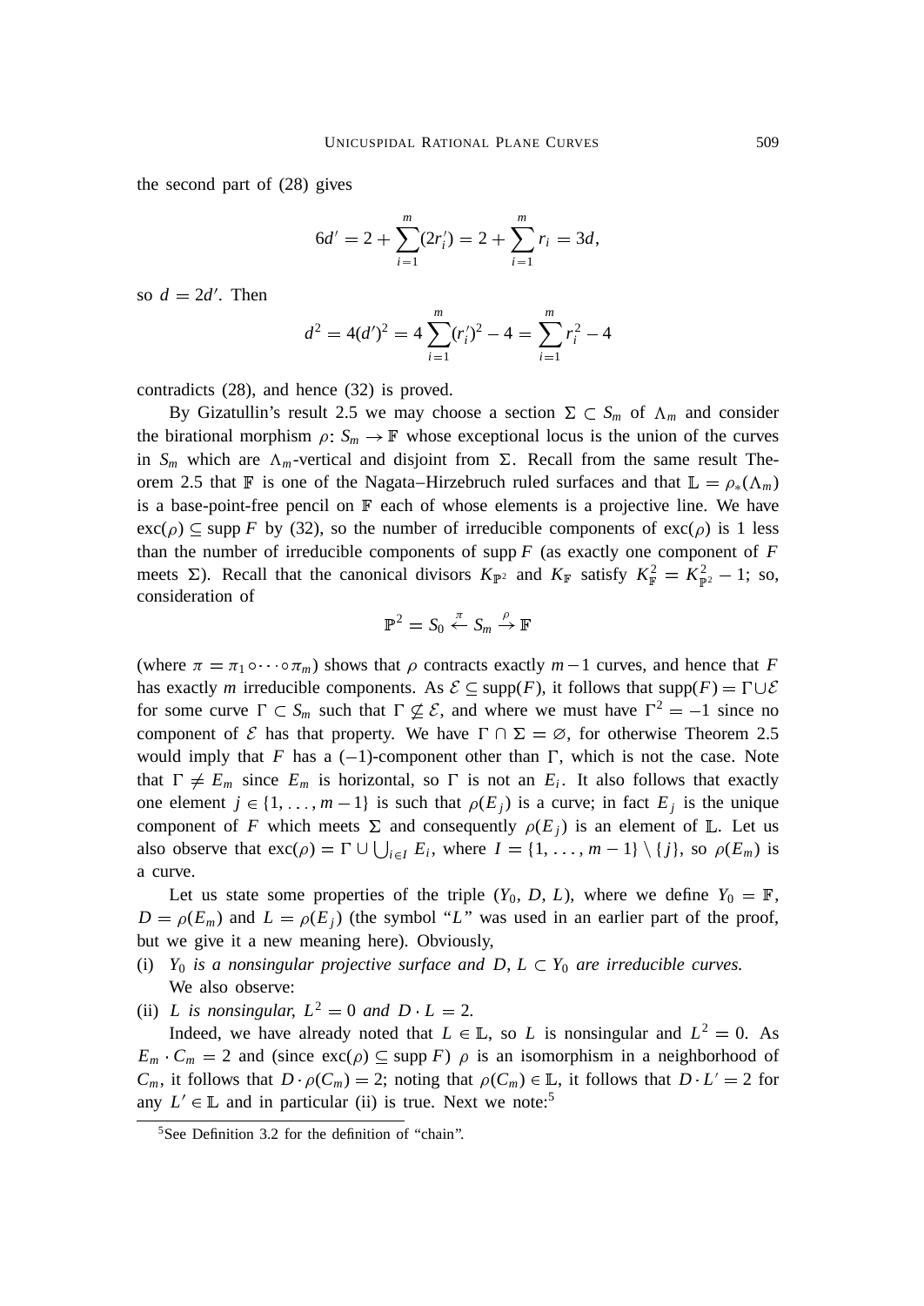the second part of (28) gives

$$6d' = 2 + \sum_{i=1}^{m}(2r_i') = 2 + \sum_{i=1}^{m} r_i = 3d,$$

so $d = 2d'$. Then

$$d^2 = 4(d')^2 = 4\sum_{i=1}^{m}(r_i')^2 - 4 = \sum_{i=1}^{m} r_i^2 - 4$$

contradicts (28), and hence (32) is proved.

By Gizatullin's result 2.5 we may choose a section $\Sigma \subset S_m$ of $\Lambda_m$ and consider the birational morphism $\rho\colon S_m \to \mathbb{F}$ whose exceptional locus is the union of the curves in $S_m$ which are $\Lambda_m$-vertical and disjoint from $\Sigma$. Recall from the same result Theorem 2.5 that $\mathbb{F}$ is one of the Nagata–Hirzebruch ruled surfaces and that $\mathbb{L} = \rho_*(\Lambda_m)$ is a base-point-free pencil on $\mathbb{F}$ each of whose elements is a projective line. We have $\operatorname{exc}(\rho) \subseteq \operatorname{supp} F$ by (32), so the number of irreducible components of $\operatorname{exc}(\rho)$ is 1 less than the number of irreducible components of $\operatorname{supp} F$ (as exactly one component of $F$ meets $\Sigma$). Recall that the canonical divisors $K_{\mathbb{P}^2}$ and $K_{\mathbb{F}}$ satisfy $K_{\mathbb{F}}^2 = K_{\mathbb{P}^2}^2 - 1$; so, consideration of

$$\mathbb{P}^2 = S_0 \xleftarrow{\pi} S_m \xrightarrow{\rho} \mathbb{F}$$

(where $\pi = \pi_1 \circ \cdots \circ \pi_m$) shows that $\rho$ contracts exactly $m-1$ curves, and hence that $F$ has exactly $m$ irreducible components. As $\mathcal{E} \subseteq \operatorname{supp}(F)$, it follows that $\operatorname{supp}(F) = \Gamma \cup \mathcal{E}$ for some curve $\Gamma \subset S_m$ such that $\Gamma \not\subseteq \mathcal{E}$, and where we must have $\Gamma^2 = -1$ since no component of $\mathcal{E}$ has that property. We have $\Gamma \cap \Sigma = \varnothing$, for otherwise Theorem 2.5 would imply that $F$ has a $(-1)$-component other than $\Gamma$, which is not the case. Note that $\Gamma \neq E_m$ since $E_m$ is horizontal, so $\Gamma$ is not an $E_i$. It also follows that exactly one element $j \in \{1, \dots, m-1\}$ is such that $\rho(E_j)$ is a curve; in fact $E_j$ is the unique component of $F$ which meets $\Sigma$ and consequently $\rho(E_j)$ is an element of $\mathbb{L}$. Let us also observe that $\operatorname{exc}(\rho) = \Gamma \cup \bigcup_{i \in I} E_i$, where $I = \{1, \dots, m-1\} \setminus \{j\}$, so $\rho(E_m)$ is a curve.

Let us state some properties of the triple $(Y_0, D, L)$, where we define $Y_0 = \mathbb{F}$, $D = \rho(E_m)$ and $L = \rho(E_j)$ (the symbol "$L$" was used in an earlier part of the proof, but we give it a new meaning here). Obviously,

(i) *$Y_0$ is a nonsingular projective surface and $D, L \subset Y_0$ are irreducible curves.*
We also observe:

(ii) *$L$ is nonsingular, $L^2 = 0$ and $D \cdot L = 2$.*
Indeed, we have already noted that $L \in \mathbb{L}$, so $L$ is nonsingular and $L^2 = 0$. As $E_m \cdot C_m = 2$ and (since $\operatorname{exc}(\rho) \subseteq \operatorname{supp} F$) $\rho$ is an isomorphism in a neighborhood of $C_m$, it follows that $D \cdot \rho(C_m) = 2$; noting that $\rho(C_m) \in \mathbb{L}$, it follows that $D \cdot L' = 2$ for any $L' \in \mathbb{L}$ and in particular (ii) is true. Next we note:[5]

[5] See Definition 3.2 for the definition of "chain".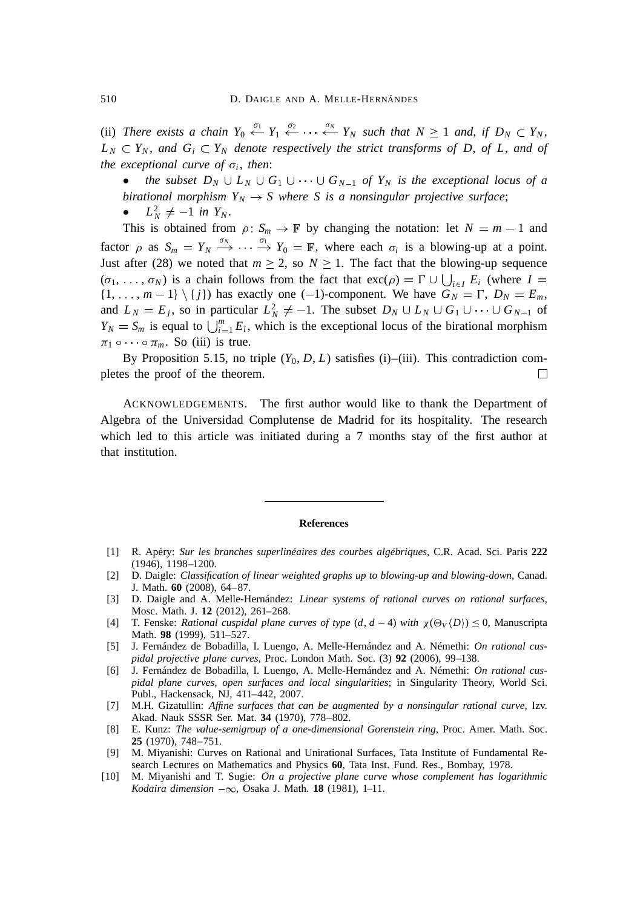(ii) *There exists a chain* $Y_0 \xleftarrow{\sigma_1} Y_1 \xleftarrow{\sigma_2} \cdots \xleftarrow{\sigma_N} Y_N$ *such that* $N \geq 1$ *and, if* $D_N \subset Y_N$, $L_N \subset Y_N$*, and* $G_i \subset Y_N$ *denote respectively the strict transforms of* $D$*, of* $L$*, and of the exceptional curve of* $\sigma_i$*, then*:

- *the subset* $D_N \cup L_N \cup G_1 \cup \cdots \cup G_{N-1}$ *of* $Y_N$ *is the exceptional locus of a birational morphism* $Y_N \to S$ *where* $S$ *is a nonsingular projective surface*;
- $L_N^2 \neq -1$ *in* $Y_N$.

This is obtained from $\rho \colon S_m \to \mathbb{F}$ by changing the notation: let $N = m - 1$ and factor $\rho$ as $S_m = Y_N \xrightarrow{\sigma_N} \cdots \xrightarrow{\sigma_1} Y_0 = \mathbb{F}$, where each $\sigma_i$ is a blowing-up at a point. Just after (28) we noted that $m \geq 2$, so $N \geq 1$. The fact that the blowing-up sequence $(\sigma_1, \ldots, \sigma_N)$ is a chain follows from the fact that $\operatorname{exc}(\rho) = \Gamma \cup \bigcup_{i \in I} E_i$ (where $I = \{1, \ldots, m-1\} \setminus \{j\}$) has exactly one $(-1)$-component. We have $G_N = \Gamma$, $D_N = E_m$, and $L_N = E_j$, so in particular $L_N^2 \neq -1$. The subset $D_N \cup L_N \cup G_1 \cup \cdots \cup G_{N-1}$ of $Y_N = S_m$ is equal to $\bigcup_{i=1}^m E_i$, which is the exceptional locus of the birational morphism $\pi_1 \circ \cdots \circ \pi_m$. So (iii) is true.

By Proposition 5.15, no triple $(Y_0, D, L)$ satisfies (i)–(iii). This contradiction completes the proof of the theorem. □

ACKNOWLEDGEMENTS. The first author would like to thank the Department of Algebra of the Universidad Complutense de Madrid for its hospitality. The research which led to this article was initiated during a 7 months stay of the first author at that institution.

## References

[1] R. Apéry: *Sur les branches superlinéaires des courbes algébriques*, C.R. Acad. Sci. Paris **222** (1946), 1198–1200.

[2] D. Daigle: *Classification of linear weighted graphs up to blowing-up and blowing-down*, Canad. J. Math. **60** (2008), 64–87.

[3] D. Daigle and A. Melle-Hernández: *Linear systems of rational curves on rational surfaces*, Mosc. Math. J. **12** (2012), 261–268.

[4] T. Fenske: *Rational cuspidal plane curves of type* $(d, d-4)$ *with* $\chi(\Theta_V\langle D\rangle) \leq 0$, Manuscripta Math. **98** (1999), 511–527.

[5] J. Fernández de Bobadilla, I. Luengo, A. Melle-Hernández and A. Némethi: *On rational cuspidal projective plane curves*, Proc. London Math. Soc. (3) **92** (2006), 99–138.

[6] J. Fernández de Bobadilla, I. Luengo, A. Melle-Hernández and A. Némethi: *On rational cuspidal plane curves, open surfaces and local singularities*; in Singularity Theory, World Sci. Publ., Hackensack, NJ, 411–442, 2007.

[7] M.H. Gizatullin: *Affine surfaces that can be augmented by a nonsingular rational curve*, Izv. Akad. Nauk SSSR Ser. Mat. **34** (1970), 778–802.

[8] E. Kunz: *The value-semigroup of a one-dimensional Gorenstein ring*, Proc. Amer. Math. Soc. **25** (1970), 748–751.

[9] M. Miyanishi: Curves on Rational and Unirational Surfaces, Tata Institute of Fundamental Research Lectures on Mathematics and Physics **60**, Tata Inst. Fund. Res., Bombay, 1978.

[10] M. Miyanishi and T. Sugie: *On a projective plane curve whose complement has logarithmic Kodaira dimension* $-\infty$, Osaka J. Math. **18** (1981), 1–11.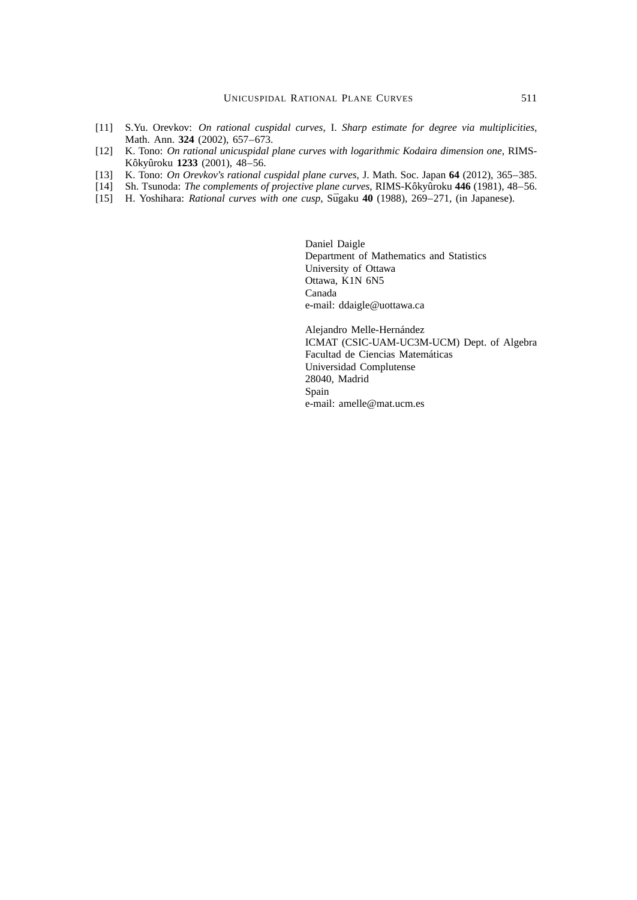[11] S.Yu. Orevkov: *On rational cuspidal curves*, I. *Sharp estimate for degree via multiplicities*, Math. Ann. **324** (2002), 657–673.

[12] K. Tono: *On rational unicuspidal plane curves with logarithmic Kodaira dimension one*, RIMS-Kôkyûroku **1233** (2001), 48–56.

[13] K. Tono: *On Orevkov's rational cuspidal plane curves*, J. Math. Soc. Japan **64** (2012), 365–385.

[14] Sh. Tsunoda: *The complements of projective plane curves*, RIMS-Kôkyûroku **446** (1981), 48–56.

[15] H. Yoshihara: *Rational curves with one cusp*, Sūgaku **40** (1988), 269–271, (in Japanese).

Daniel Daigle
Department of Mathematics and Statistics
University of Ottawa
Ottawa, K1N 6N5
Canada
e-mail: ddaigle@uottawa.ca

Alejandro Melle-Hernández
ICMAT (CSIC-UAM-UC3M-UCM) Dept. of Algebra
Facultad de Ciencias Matemáticas
Universidad Complutense
28040, Madrid
Spain
e-mail: amelle@mat.ucm.es